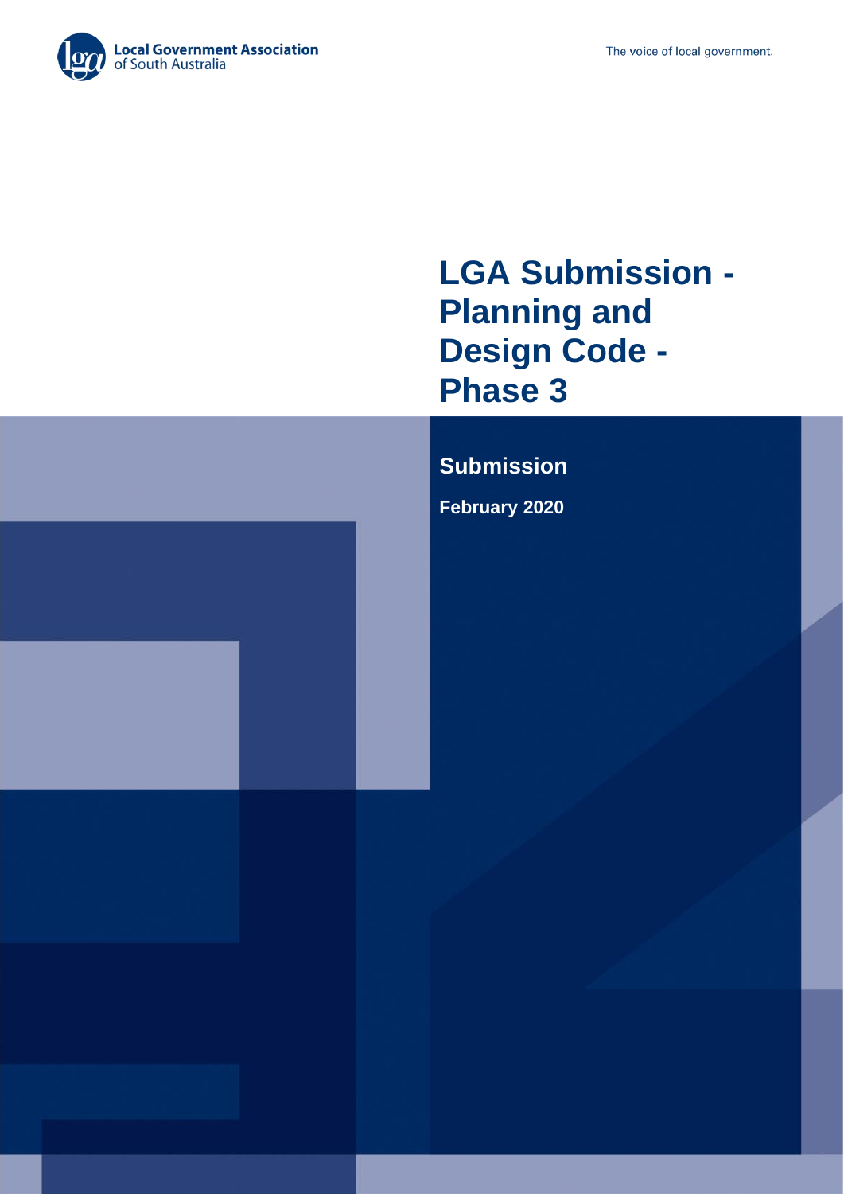Local Government Association of South Australia

The voice of local government.

# LGA Submission - Planning and Design Code - Phase 3

## Submission

**February 2020**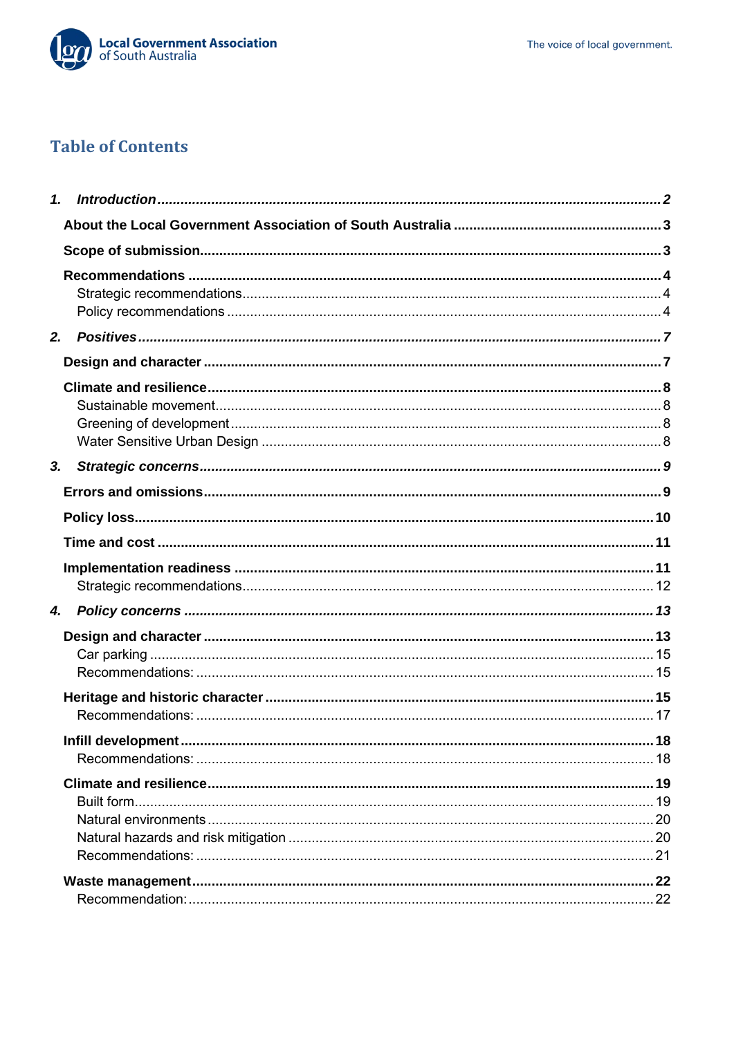## Table of Contents

**1. *Introduction*** ........ **2**

- **About the Local Government Association of South Australia** ........ **3**
- **Scope of submission** ........ **3**
- **Recommendations** ........ **4**
  - Strategic recommendations ........ 4
  - Policy recommendations ........ 4

**2. *Positives*** ........ **7**

- **Design and character** ........ **7**
- **Climate and resilience** ........ **8**
  - Sustainable movement ........ 8
  - Greening of development ........ 8
  - Water Sensitive Urban Design ........ 8

**3. *Strategic concerns*** ........ **9**

- **Errors and omissions** ........ **9**
- **Policy loss** ........ **10**
- **Time and cost** ........ **11**
- **Implementation readiness** ........ **11**
  - Strategic recommendations ........ 12

**4. *Policy concerns*** ........ **13**

- **Design and character** ........ **13**
  - Car parking ........ 15
  - Recommendations: ........ 15
- **Heritage and historic character** ........ **15**
  - Recommendations: ........ 17
- **Infill development** ........ **18**
  - Recommendations: ........ 18
- **Climate and resilience** ........ **19**
  - Built form ........ 19
  - Natural environments ........ 20
  - Natural hazards and risk mitigation ........ 20
  - Recommendations: ........ 21
- **Waste management** ........ **22**
  - Recommendation: ........ 22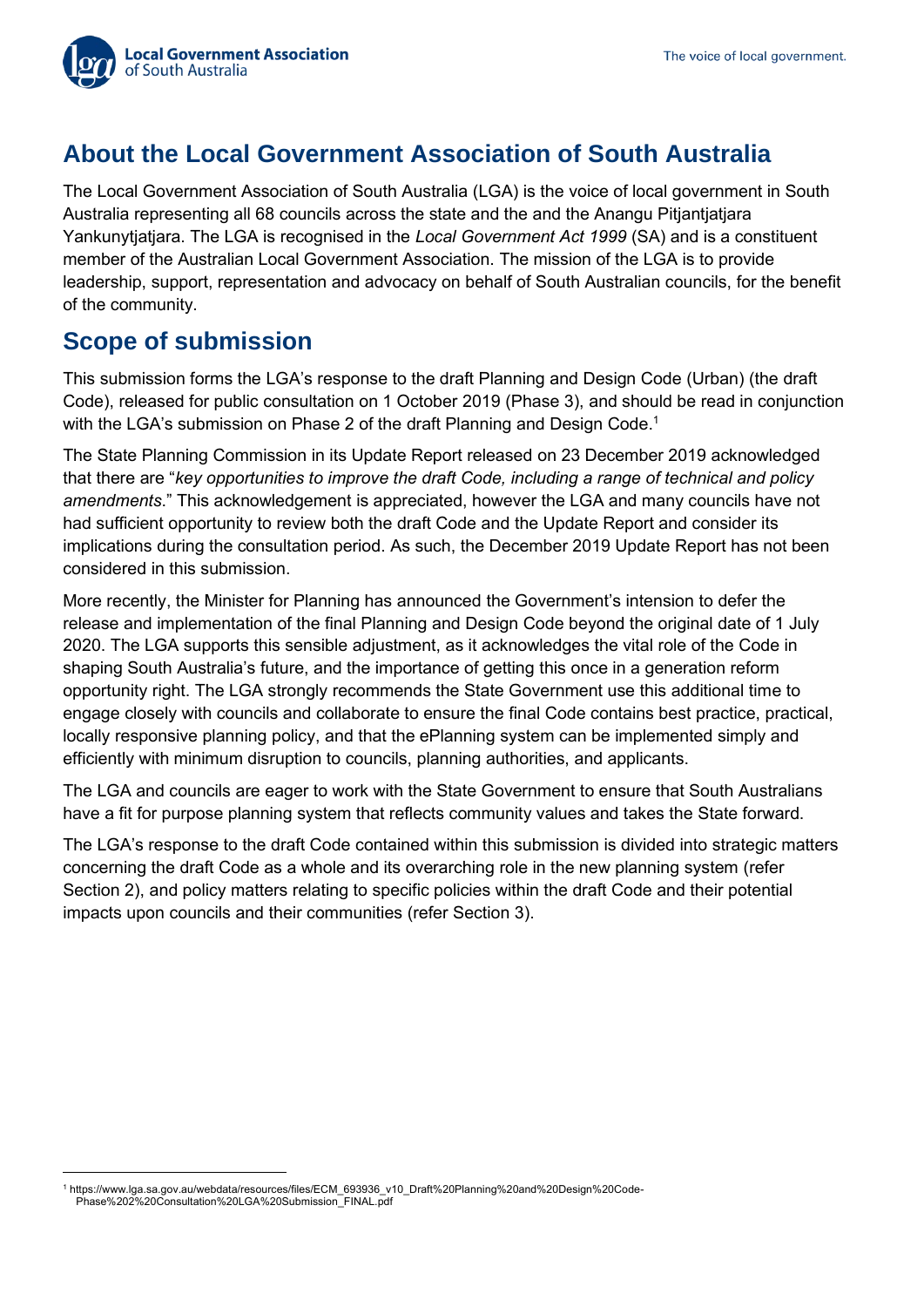## About the Local Government Association of South Australia

The Local Government Association of South Australia (LGA) is the voice of local government in South Australia representing all 68 councils across the state and the and the Anangu Pitjantjatjara Yankunytjatjara. The LGA is recognised in the *Local Government Act 1999* (SA) and is a constituent member of the Australian Local Government Association. The mission of the LGA is to provide leadership, support, representation and advocacy on behalf of South Australian councils, for the benefit of the community.

## Scope of submission

This submission forms the LGA's response to the draft Planning and Design Code (Urban) (the draft Code), released for public consultation on 1 October 2019 (Phase 3), and should be read in conjunction with the LGA's submission on Phase 2 of the draft Planning and Design Code.[1]

The State Planning Commission in its Update Report released on 23 December 2019 acknowledged that there are "*key opportunities to improve the draft Code, including a range of technical and policy amendments*." This acknowledgement is appreciated, however the LGA and many councils have not had sufficient opportunity to review both the draft Code and the Update Report and consider its implications during the consultation period. As such, the December 2019 Update Report has not been considered in this submission.

More recently, the Minister for Planning has announced the Government's intension to defer the release and implementation of the final Planning and Design Code beyond the original date of 1 July 2020. The LGA supports this sensible adjustment, as it acknowledges the vital role of the Code in shaping South Australia's future, and the importance of getting this once in a generation reform opportunity right. The LGA strongly recommends the State Government use this additional time to engage closely with councils and collaborate to ensure the final Code contains best practice, practical, locally responsive planning policy, and that the ePlanning system can be implemented simply and efficiently with minimum disruption to councils, planning authorities, and applicants.

The LGA and councils are eager to work with the State Government to ensure that South Australians have a fit for purpose planning system that reflects community values and takes the State forward.

The LGA's response to the draft Code contained within this submission is divided into strategic matters concerning the draft Code as a whole and its overarching role in the new planning system (refer Section 2), and policy matters relating to specific policies within the draft Code and their potential impacts upon councils and their communities (refer Section 3).

---

[1] https://www.lga.sa.gov.au/webdata/resources/files/ECM_693936_v10_Draft%20Planning%20and%20Design%20Code-Phase%202%20Consultation%20LGA%20Submission_FINAL.pdf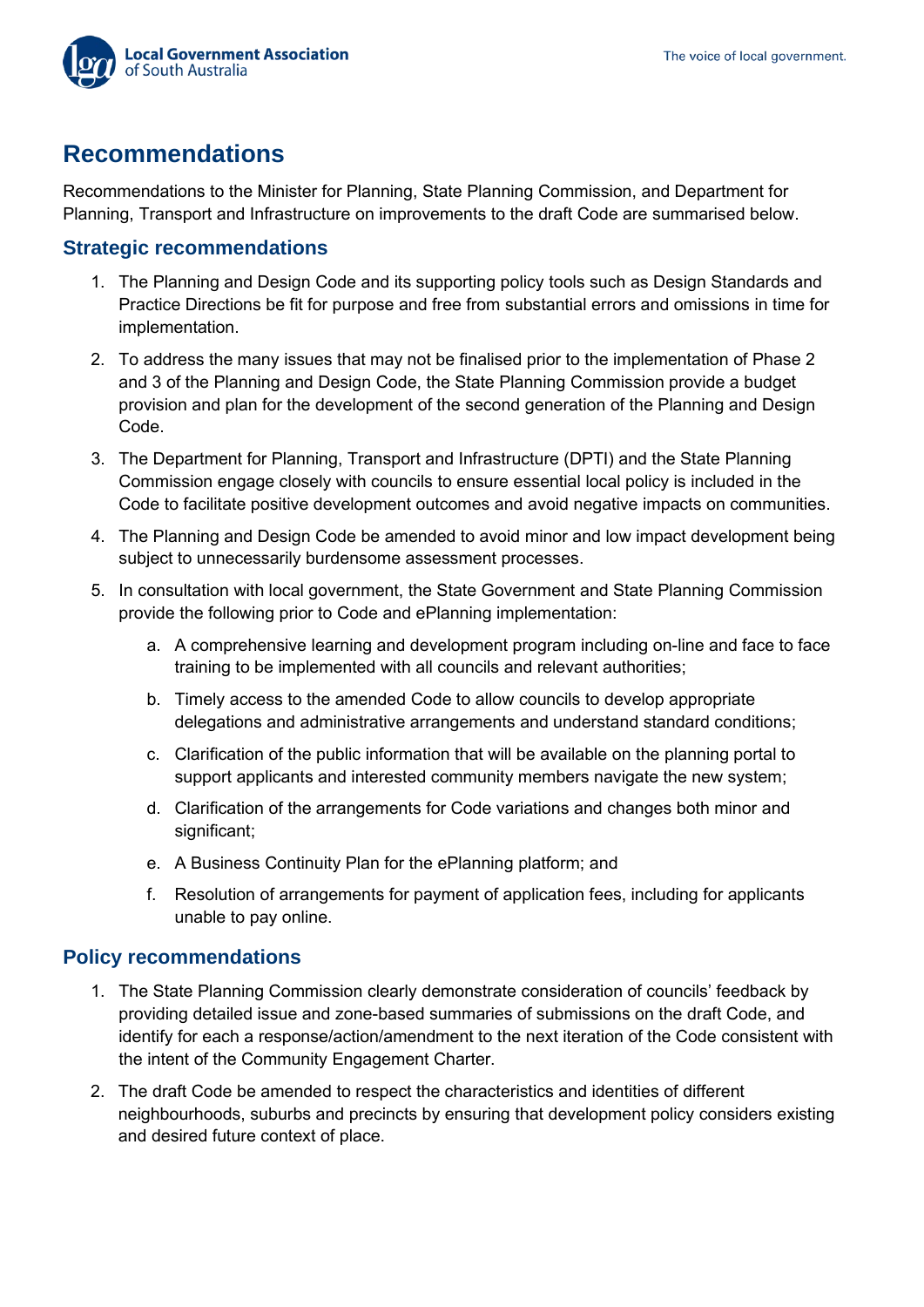## Recommendations

Recommendations to the Minister for Planning, State Planning Commission, and Department for Planning, Transport and Infrastructure on improvements to the draft Code are summarised below.

### Strategic recommendations

1. The Planning and Design Code and its supporting policy tools such as Design Standards and Practice Directions be fit for purpose and free from substantial errors and omissions in time for implementation.
2. To address the many issues that may not be finalised prior to the implementation of Phase 2 and 3 of the Planning and Design Code, the State Planning Commission provide a budget provision and plan for the development of the second generation of the Planning and Design Code.
3. The Department for Planning, Transport and Infrastructure (DPTI) and the State Planning Commission engage closely with councils to ensure essential local policy is included in the Code to facilitate positive development outcomes and avoid negative impacts on communities.
4. The Planning and Design Code be amended to avoid minor and low impact development being subject to unnecessarily burdensome assessment processes.
5. In consultation with local government, the State Government and State Planning Commission provide the following prior to Code and ePlanning implementation:
    a. A comprehensive learning and development program including on-line and face to face training to be implemented with all councils and relevant authorities;
    b. Timely access to the amended Code to allow councils to develop appropriate delegations and administrative arrangements and understand standard conditions;
    c. Clarification of the public information that will be available on the planning portal to support applicants and interested community members navigate the new system;
    d. Clarification of the arrangements for Code variations and changes both minor and significant;
    e. A Business Continuity Plan for the ePlanning platform; and
    f. Resolution of arrangements for payment of application fees, including for applicants unable to pay online.

### Policy recommendations

1. The State Planning Commission clearly demonstrate consideration of councils' feedback by providing detailed issue and zone-based summaries of submissions on the draft Code, and identify for each a response/action/amendment to the next iteration of the Code consistent with the intent of the Community Engagement Charter.
2. The draft Code be amended to respect the characteristics and identities of different neighbourhoods, suburbs and precincts by ensuring that development policy considers existing and desired future context of place.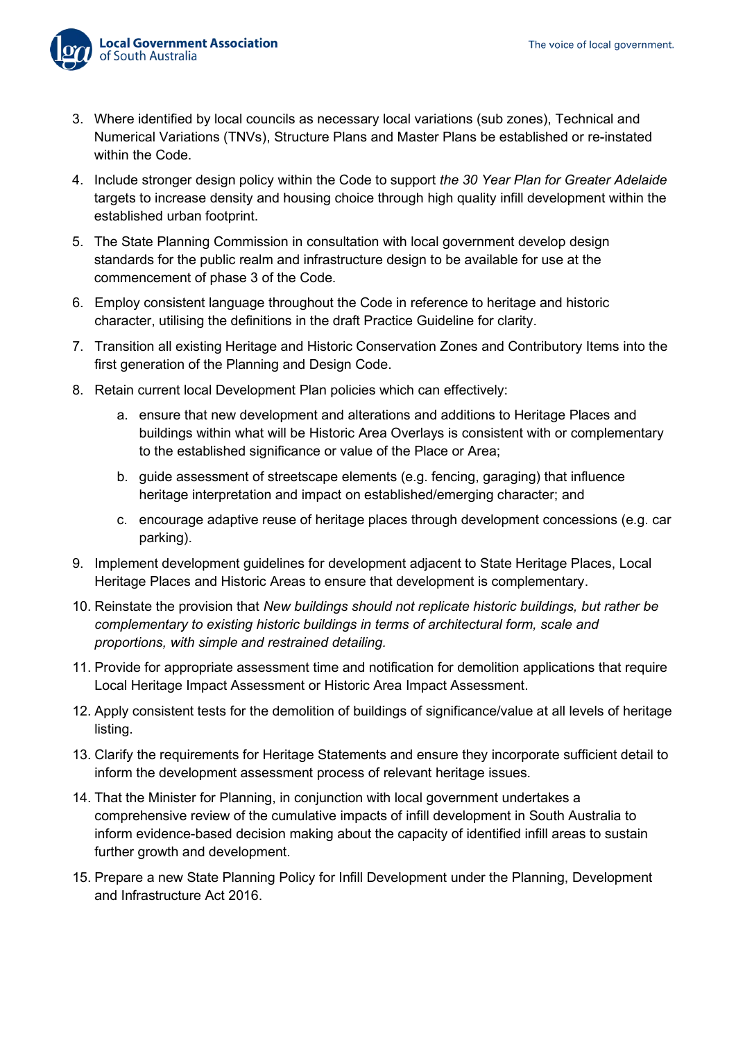3. Where identified by local councils as necessary local variations (sub zones), Technical and Numerical Variations (TNVs), Structure Plans and Master Plans be established or re-instated within the Code.
4. Include stronger design policy within the Code to support *the 30 Year Plan for Greater Adelaide* targets to increase density and housing choice through high quality infill development within the established urban footprint.
5. The State Planning Commission in consultation with local government develop design standards for the public realm and infrastructure design to be available for use at the commencement of phase 3 of the Code.
6. Employ consistent language throughout the Code in reference to heritage and historic character, utilising the definitions in the draft Practice Guideline for clarity.
7. Transition all existing Heritage and Historic Conservation Zones and Contributory Items into the first generation of the Planning and Design Code.
8. Retain current local Development Plan policies which can effectively:
   a. ensure that new development and alterations and additions to Heritage Places and buildings within what will be Historic Area Overlays is consistent with or complementary to the established significance or value of the Place or Area;
   b. guide assessment of streetscape elements (e.g. fencing, garaging) that influence heritage interpretation and impact on established/emerging character; and
   c. encourage adaptive reuse of heritage places through development concessions (e.g. car parking).
9. Implement development guidelines for development adjacent to State Heritage Places, Local Heritage Places and Historic Areas to ensure that development is complementary.
10. Reinstate the provision that *New buildings should not replicate historic buildings, but rather be complementary to existing historic buildings in terms of architectural form, scale and proportions, with simple and restrained detailing.*
11. Provide for appropriate assessment time and notification for demolition applications that require Local Heritage Impact Assessment or Historic Area Impact Assessment.
12. Apply consistent tests for the demolition of buildings of significance/value at all levels of heritage listing.
13. Clarify the requirements for Heritage Statements and ensure they incorporate sufficient detail to inform the development assessment process of relevant heritage issues.
14. That the Minister for Planning, in conjunction with local government undertakes a comprehensive review of the cumulative impacts of infill development in South Australia to inform evidence-based decision making about the capacity of identified infill areas to sustain further growth and development.
15. Prepare a new State Planning Policy for Infill Development under the Planning, Development and Infrastructure Act 2016.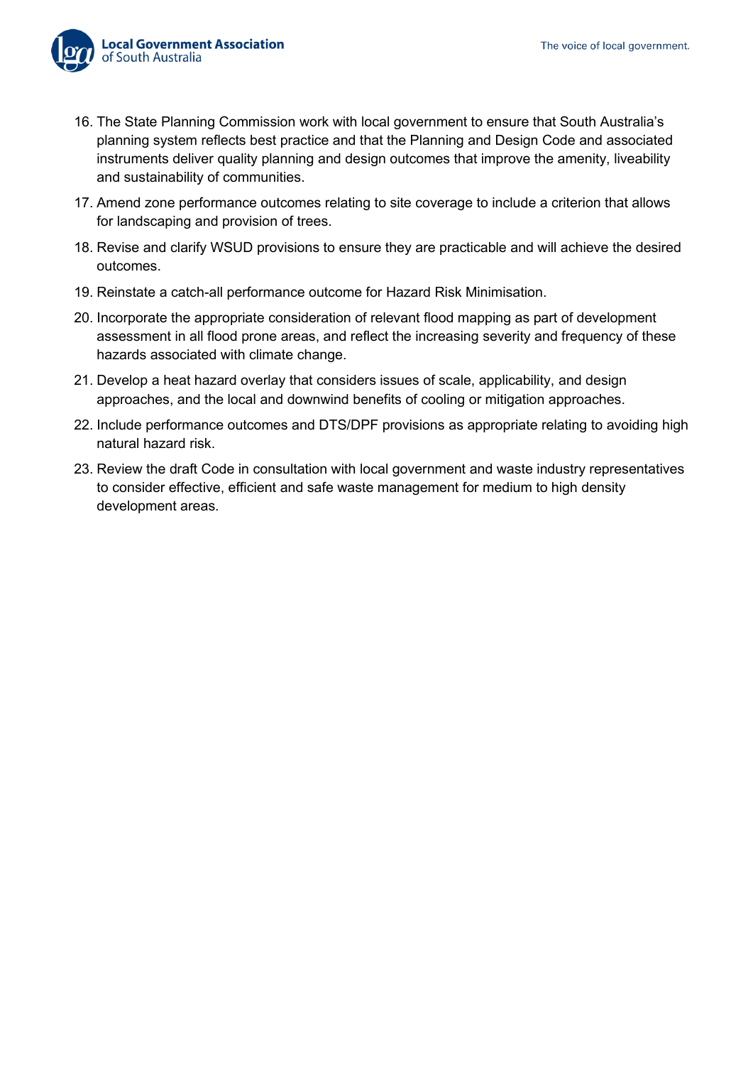16. The State Planning Commission work with local government to ensure that South Australia's planning system reflects best practice and that the Planning and Design Code and associated instruments deliver quality planning and design outcomes that improve the amenity, liveability and sustainability of communities.
17. Amend zone performance outcomes relating to site coverage to include a criterion that allows for landscaping and provision of trees.
18. Revise and clarify WSUD provisions to ensure they are practicable and will achieve the desired outcomes.
19. Reinstate a catch-all performance outcome for Hazard Risk Minimisation.
20. Incorporate the appropriate consideration of relevant flood mapping as part of development assessment in all flood prone areas, and reflect the increasing severity and frequency of these hazards associated with climate change.
21. Develop a heat hazard overlay that considers issues of scale, applicability, and design approaches, and the local and downwind benefits of cooling or mitigation approaches.
22. Include performance outcomes and DTS/DPF provisions as appropriate relating to avoiding high natural hazard risk.
23. Review the draft Code in consultation with local government and waste industry representatives to consider effective, efficient and safe waste management for medium to high density development areas.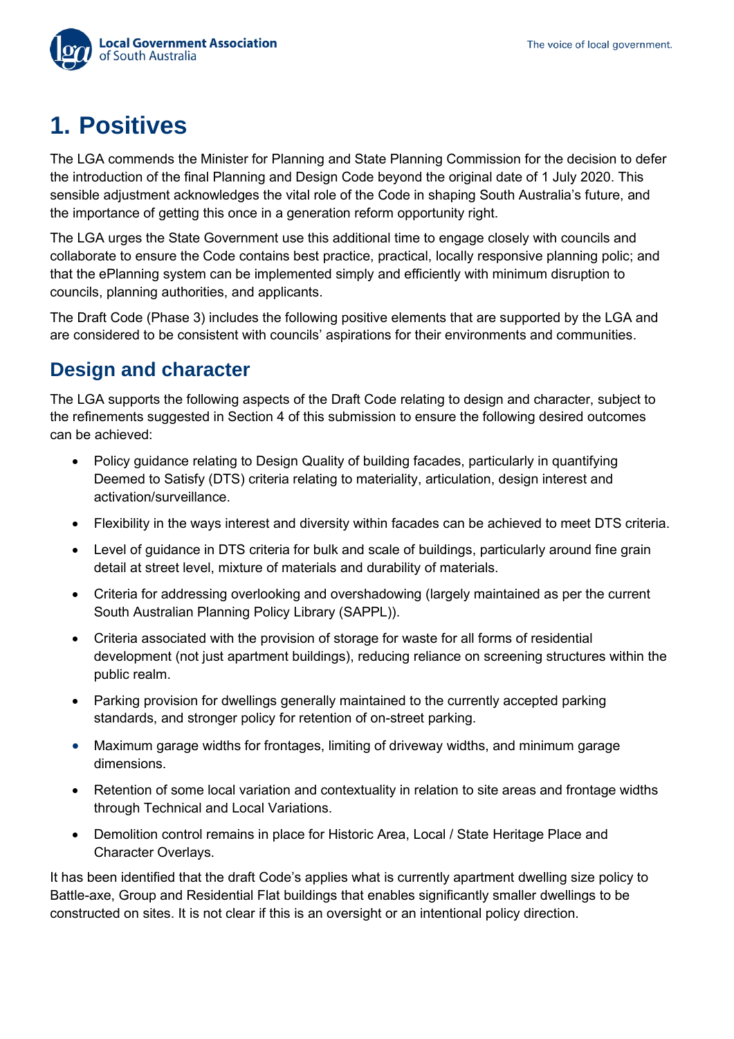# 1. Positives

The LGA commends the Minister for Planning and State Planning Commission for the decision to defer the introduction of the final Planning and Design Code beyond the original date of 1 July 2020. This sensible adjustment acknowledges the vital role of the Code in shaping South Australia's future, and the importance of getting this once in a generation reform opportunity right.

The LGA urges the State Government use this additional time to engage closely with councils and collaborate to ensure the Code contains best practice, practical, locally responsive planning polic; and that the ePlanning system can be implemented simply and efficiently with minimum disruption to councils, planning authorities, and applicants.

The Draft Code (Phase 3) includes the following positive elements that are supported by the LGA and are considered to be consistent with councils' aspirations for their environments and communities.

## Design and character

The LGA supports the following aspects of the Draft Code relating to design and character, subject to the refinements suggested in Section 4 of this submission to ensure the following desired outcomes can be achieved:

- Policy guidance relating to Design Quality of building facades, particularly in quantifying Deemed to Satisfy (DTS) criteria relating to materiality, articulation, design interest and activation/surveillance.
- Flexibility in the ways interest and diversity within facades can be achieved to meet DTS criteria.
- Level of guidance in DTS criteria for bulk and scale of buildings, particularly around fine grain detail at street level, mixture of materials and durability of materials.
- Criteria for addressing overlooking and overshadowing (largely maintained as per the current South Australian Planning Policy Library (SAPPL)).
- Criteria associated with the provision of storage for waste for all forms of residential development (not just apartment buildings), reducing reliance on screening structures within the public realm.
- Parking provision for dwellings generally maintained to the currently accepted parking standards, and stronger policy for retention of on-street parking.
- Maximum garage widths for frontages, limiting of driveway widths, and minimum garage dimensions.
- Retention of some local variation and contextuality in relation to site areas and frontage widths through Technical and Local Variations.
- Demolition control remains in place for Historic Area, Local / State Heritage Place and Character Overlays.

It has been identified that the draft Code's applies what is currently apartment dwelling size policy to Battle-axe, Group and Residential Flat buildings that enables significantly smaller dwellings to be constructed on sites. It is not clear if this is an oversight or an intentional policy direction.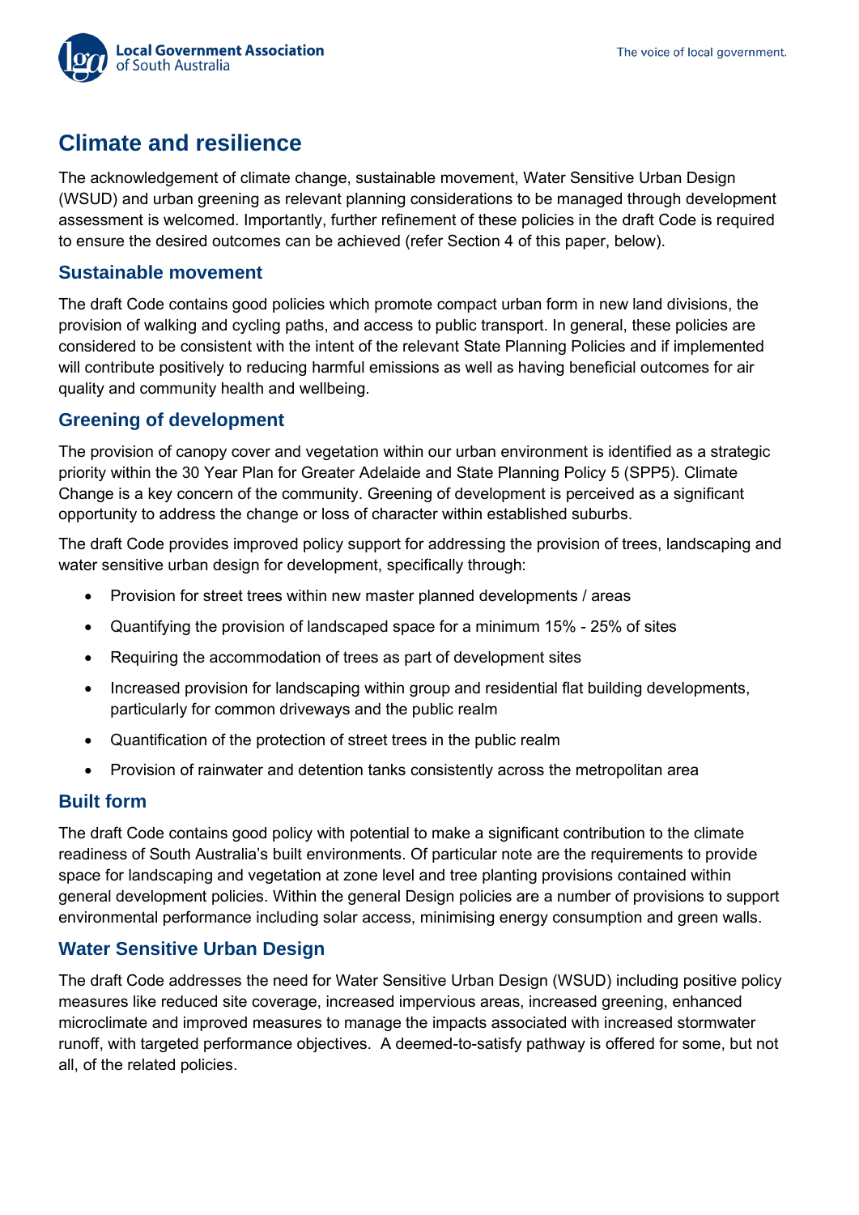## Climate and resilience

The acknowledgement of climate change, sustainable movement, Water Sensitive Urban Design (WSUD) and urban greening as relevant planning considerations to be managed through development assessment is welcomed. Importantly, further refinement of these policies in the draft Code is required to ensure the desired outcomes can be achieved (refer Section 4 of this paper, below).

### Sustainable movement

The draft Code contains good policies which promote compact urban form in new land divisions, the provision of walking and cycling paths, and access to public transport. In general, these policies are considered to be consistent with the intent of the relevant State Planning Policies and if implemented will contribute positively to reducing harmful emissions as well as having beneficial outcomes for air quality and community health and wellbeing.

### Greening of development

The provision of canopy cover and vegetation within our urban environment is identified as a strategic priority within the 30 Year Plan for Greater Adelaide and State Planning Policy 5 (SPP5). Climate Change is a key concern of the community. Greening of development is perceived as a significant opportunity to address the change or loss of character within established suburbs.

The draft Code provides improved policy support for addressing the provision of trees, landscaping and water sensitive urban design for development, specifically through:

- Provision for street trees within new master planned developments / areas
- Quantifying the provision of landscaped space for a minimum 15% - 25% of sites
- Requiring the accommodation of trees as part of development sites
- Increased provision for landscaping within group and residential flat building developments, particularly for common driveways and the public realm
- Quantification of the protection of street trees in the public realm
- Provision of rainwater and detention tanks consistently across the metropolitan area

### Built form

The draft Code contains good policy with potential to make a significant contribution to the climate readiness of South Australia's built environments. Of particular note are the requirements to provide space for landscaping and vegetation at zone level and tree planting provisions contained within general development policies. Within the general Design policies are a number of provisions to support environmental performance including solar access, minimising energy consumption and green walls.

### Water Sensitive Urban Design

The draft Code addresses the need for Water Sensitive Urban Design (WSUD) including positive policy measures like reduced site coverage, increased impervious areas, increased greening, enhanced microclimate and improved measures to manage the impacts associated with increased stormwater runoff, with targeted performance objectives.  A deemed-to-satisfy pathway is offered for some, but not all, of the related policies.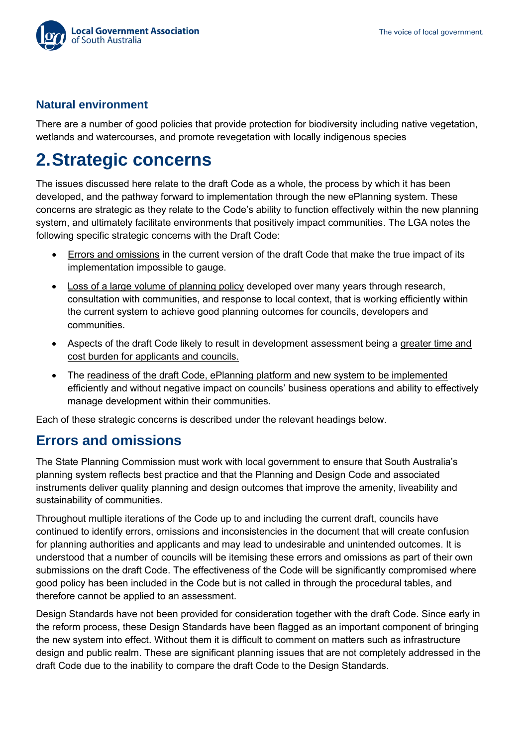### Natural environment

There are a number of good policies that provide protection for biodiversity including native vegetation, wetlands and watercourses, and promote revegetation with locally indigenous species

# 2. Strategic concerns

The issues discussed here relate to the draft Code as a whole, the process by which it has been developed, and the pathway forward to implementation through the new ePlanning system. These concerns are strategic as they relate to the Code's ability to function effectively within the new planning system, and ultimately facilitate environments that positively impact communities. The LGA notes the following specific strategic concerns with the Draft Code:

- Errors and omissions in the current version of the draft Code that make the true impact of its implementation impossible to gauge.
- Loss of a large volume of planning policy developed over many years through research, consultation with communities, and response to local context, that is working efficiently within the current system to achieve good planning outcomes for councils, developers and communities.
- Aspects of the draft Code likely to result in development assessment being a greater time and cost burden for applicants and councils.
- The readiness of the draft Code, ePlanning platform and new system to be implemented efficiently and without negative impact on councils' business operations and ability to effectively manage development within their communities.

Each of these strategic concerns is described under the relevant headings below.

## Errors and omissions

The State Planning Commission must work with local government to ensure that South Australia's planning system reflects best practice and that the Planning and Design Code and associated instruments deliver quality planning and design outcomes that improve the amenity, liveability and sustainability of communities.

Throughout multiple iterations of the Code up to and including the current draft, councils have continued to identify errors, omissions and inconsistencies in the document that will create confusion for planning authorities and applicants and may lead to undesirable and unintended outcomes. It is understood that a number of councils will be itemising these errors and omissions as part of their own submissions on the draft Code. The effectiveness of the Code will be significantly compromised where good policy has been included in the Code but is not called in through the procedural tables, and therefore cannot be applied to an assessment.

Design Standards have not been provided for consideration together with the draft Code. Since early in the reform process, these Design Standards have been flagged as an important component of bringing the new system into effect. Without them it is difficult to comment on matters such as infrastructure design and public realm. These are significant planning issues that are not completely addressed in the draft Code due to the inability to compare the draft Code to the Design Standards.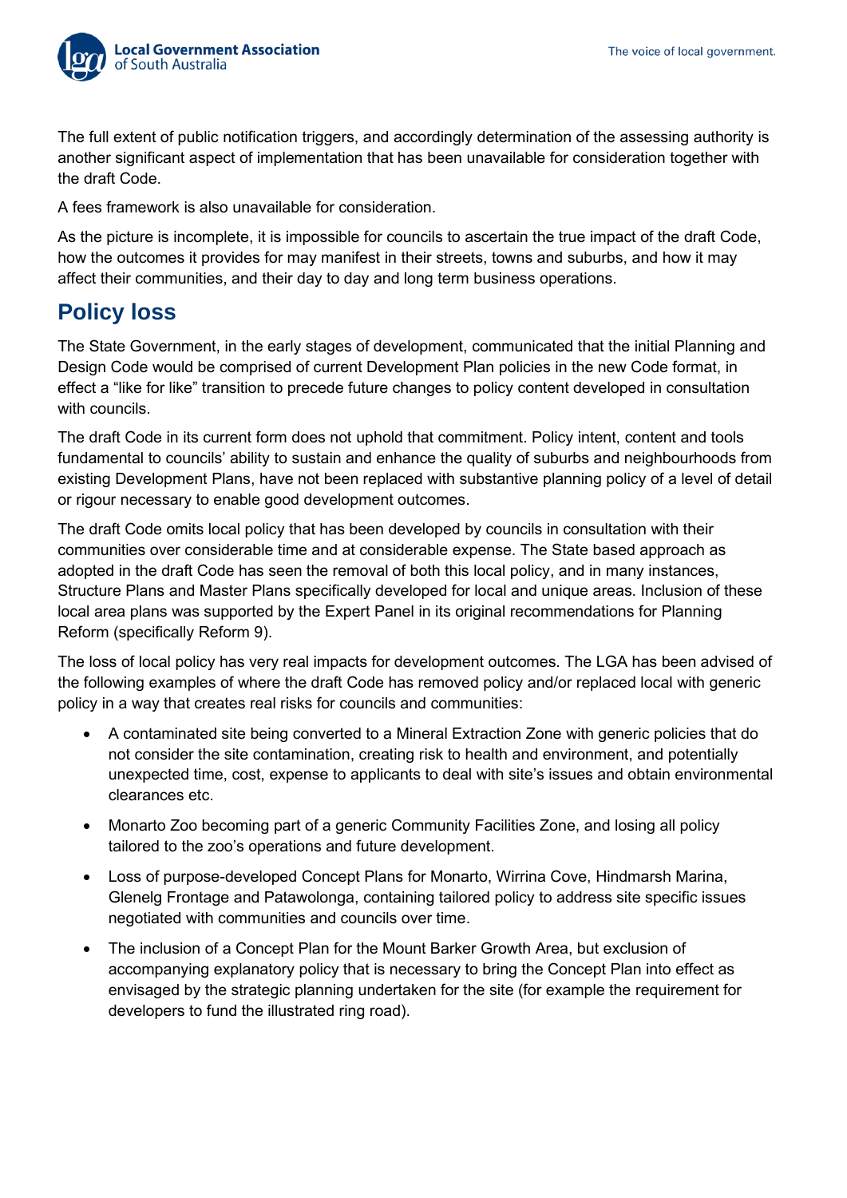The full extent of public notification triggers, and accordingly determination of the assessing authority is another significant aspect of implementation that has been unavailable for consideration together with the draft Code.

A fees framework is also unavailable for consideration.

As the picture is incomplete, it is impossible for councils to ascertain the true impact of the draft Code, how the outcomes it provides for may manifest in their streets, towns and suburbs, and how it may affect their communities, and their day to day and long term business operations.

## Policy loss

The State Government, in the early stages of development, communicated that the initial Planning and Design Code would be comprised of current Development Plan policies in the new Code format, in effect a “like for like” transition to precede future changes to policy content developed in consultation with councils.

The draft Code in its current form does not uphold that commitment. Policy intent, content and tools fundamental to councils’ ability to sustain and enhance the quality of suburbs and neighbourhoods from existing Development Plans, have not been replaced with substantive planning policy of a level of detail or rigour necessary to enable good development outcomes.

The draft Code omits local policy that has been developed by councils in consultation with their communities over considerable time and at considerable expense. The State based approach as adopted in the draft Code has seen the removal of both this local policy, and in many instances, Structure Plans and Master Plans specifically developed for local and unique areas. Inclusion of these local area plans was supported by the Expert Panel in its original recommendations for Planning Reform (specifically Reform 9).

The loss of local policy has very real impacts for development outcomes. The LGA has been advised of the following examples of where the draft Code has removed policy and/or replaced local with generic policy in a way that creates real risks for councils and communities:

- A contaminated site being converted to a Mineral Extraction Zone with generic policies that do not consider the site contamination, creating risk to health and environment, and potentially unexpected time, cost, expense to applicants to deal with site’s issues and obtain environmental clearances etc.
- Monarto Zoo becoming part of a generic Community Facilities Zone, and losing all policy tailored to the zoo’s operations and future development.
- Loss of purpose-developed Concept Plans for Monarto, Wirrina Cove, Hindmarsh Marina, Glenelg Frontage and Patawolonga, containing tailored policy to address site specific issues negotiated with communities and councils over time.
- The inclusion of a Concept Plan for the Mount Barker Growth Area, but exclusion of accompanying explanatory policy that is necessary to bring the Concept Plan into effect as envisaged by the strategic planning undertaken for the site (for example the requirement for developers to fund the illustrated ring road).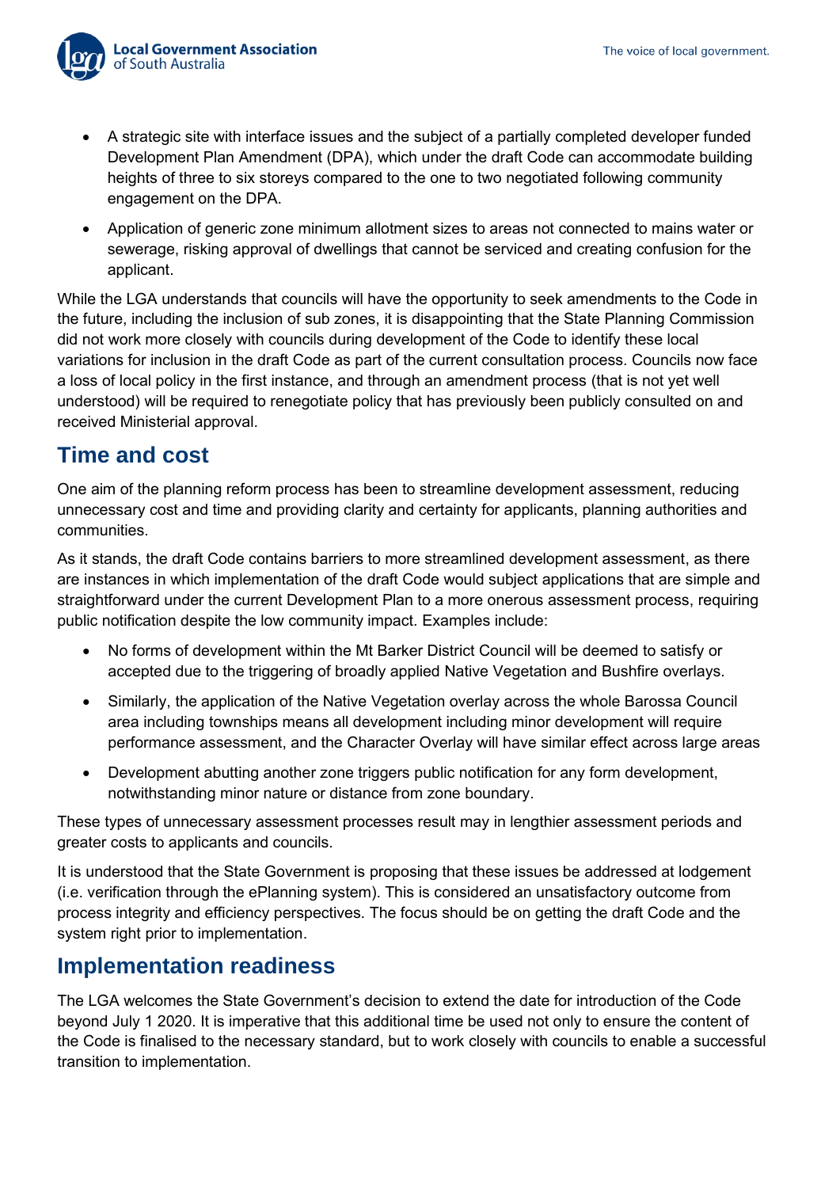- A strategic site with interface issues and the subject of a partially completed developer funded Development Plan Amendment (DPA), which under the draft Code can accommodate building heights of three to six storeys compared to the one to two negotiated following community engagement on the DPA.
- Application of generic zone minimum allotment sizes to areas not connected to mains water or sewerage, risking approval of dwellings that cannot be serviced and creating confusion for the applicant.

While the LGA understands that councils will have the opportunity to seek amendments to the Code in the future, including the inclusion of sub zones, it is disappointing that the State Planning Commission did not work more closely with councils during development of the Code to identify these local variations for inclusion in the draft Code as part of the current consultation process. Councils now face a loss of local policy in the first instance, and through an amendment process (that is not yet well understood) will be required to renegotiate policy that has previously been publicly consulted on and received Ministerial approval.

## Time and cost

One aim of the planning reform process has been to streamline development assessment, reducing unnecessary cost and time and providing clarity and certainty for applicants, planning authorities and communities.

As it stands, the draft Code contains barriers to more streamlined development assessment, as there are instances in which implementation of the draft Code would subject applications that are simple and straightforward under the current Development Plan to a more onerous assessment process, requiring public notification despite the low community impact. Examples include:

- No forms of development within the Mt Barker District Council will be deemed to satisfy or accepted due to the triggering of broadly applied Native Vegetation and Bushfire overlays.
- Similarly, the application of the Native Vegetation overlay across the whole Barossa Council area including townships means all development including minor development will require performance assessment, and the Character Overlay will have similar effect across large areas
- Development abutting another zone triggers public notification for any form development, notwithstanding minor nature or distance from zone boundary.

These types of unnecessary assessment processes result may in lengthier assessment periods and greater costs to applicants and councils.

It is understood that the State Government is proposing that these issues be addressed at lodgement (i.e. verification through the ePlanning system). This is considered an unsatisfactory outcome from process integrity and efficiency perspectives. The focus should be on getting the draft Code and the system right prior to implementation.

## Implementation readiness

The LGA welcomes the State Government's decision to extend the date for introduction of the Code beyond July 1 2020. It is imperative that this additional time be used not only to ensure the content of the Code is finalised to the necessary standard, but to work closely with councils to enable a successful transition to implementation.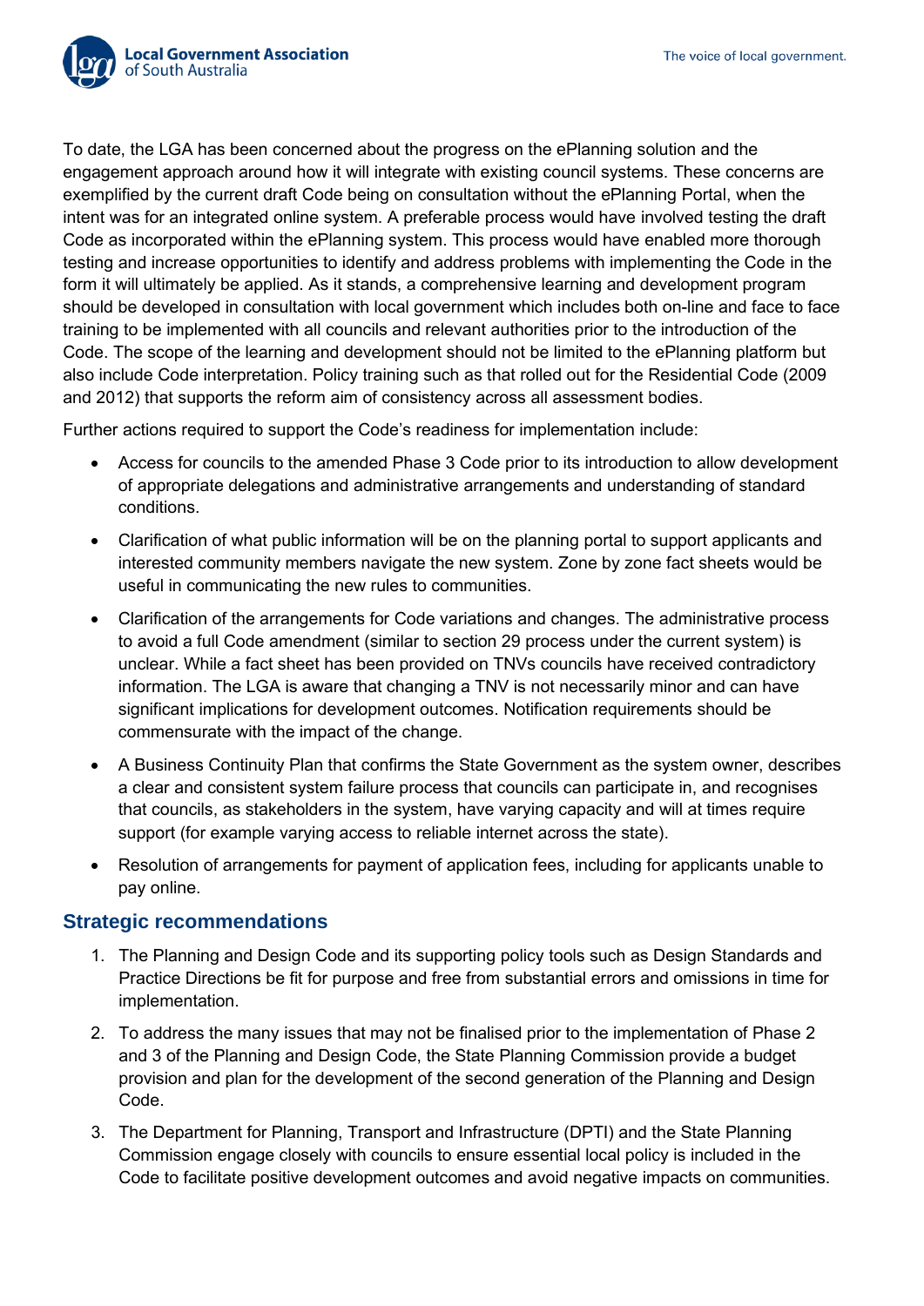To date, the LGA has been concerned about the progress on the ePlanning solution and the engagement approach around how it will integrate with existing council systems. These concerns are exemplified by the current draft Code being on consultation without the ePlanning Portal, when the intent was for an integrated online system. A preferable process would have involved testing the draft Code as incorporated within the ePlanning system. This process would have enabled more thorough testing and increase opportunities to identify and address problems with implementing the Code in the form it will ultimately be applied. As it stands, a comprehensive learning and development program should be developed in consultation with local government which includes both on-line and face to face training to be implemented with all councils and relevant authorities prior to the introduction of the Code. The scope of the learning and development should not be limited to the ePlanning platform but also include Code interpretation. Policy training such as that rolled out for the Residential Code (2009 and 2012) that supports the reform aim of consistency across all assessment bodies.

Further actions required to support the Code's readiness for implementation include:

- Access for councils to the amended Phase 3 Code prior to its introduction to allow development of appropriate delegations and administrative arrangements and understanding of standard conditions.
- Clarification of what public information will be on the planning portal to support applicants and interested community members navigate the new system. Zone by zone fact sheets would be useful in communicating the new rules to communities.
- Clarification of the arrangements for Code variations and changes. The administrative process to avoid a full Code amendment (similar to section 29 process under the current system) is unclear. While a fact sheet has been provided on TNVs councils have received contradictory information. The LGA is aware that changing a TNV is not necessarily minor and can have significant implications for development outcomes. Notification requirements should be commensurate with the impact of the change.
- A Business Continuity Plan that confirms the State Government as the system owner, describes a clear and consistent system failure process that councils can participate in, and recognises that councils, as stakeholders in the system, have varying capacity and will at times require support (for example varying access to reliable internet across the state).
- Resolution of arrangements for payment of application fees, including for applicants unable to pay online.

## Strategic recommendations

1. The Planning and Design Code and its supporting policy tools such as Design Standards and Practice Directions be fit for purpose and free from substantial errors and omissions in time for implementation.
2. To address the many issues that may not be finalised prior to the implementation of Phase 2 and 3 of the Planning and Design Code, the State Planning Commission provide a budget provision and plan for the development of the second generation of the Planning and Design Code.
3. The Department for Planning, Transport and Infrastructure (DPTI) and the State Planning Commission engage closely with councils to ensure essential local policy is included in the Code to facilitate positive development outcomes and avoid negative impacts on communities.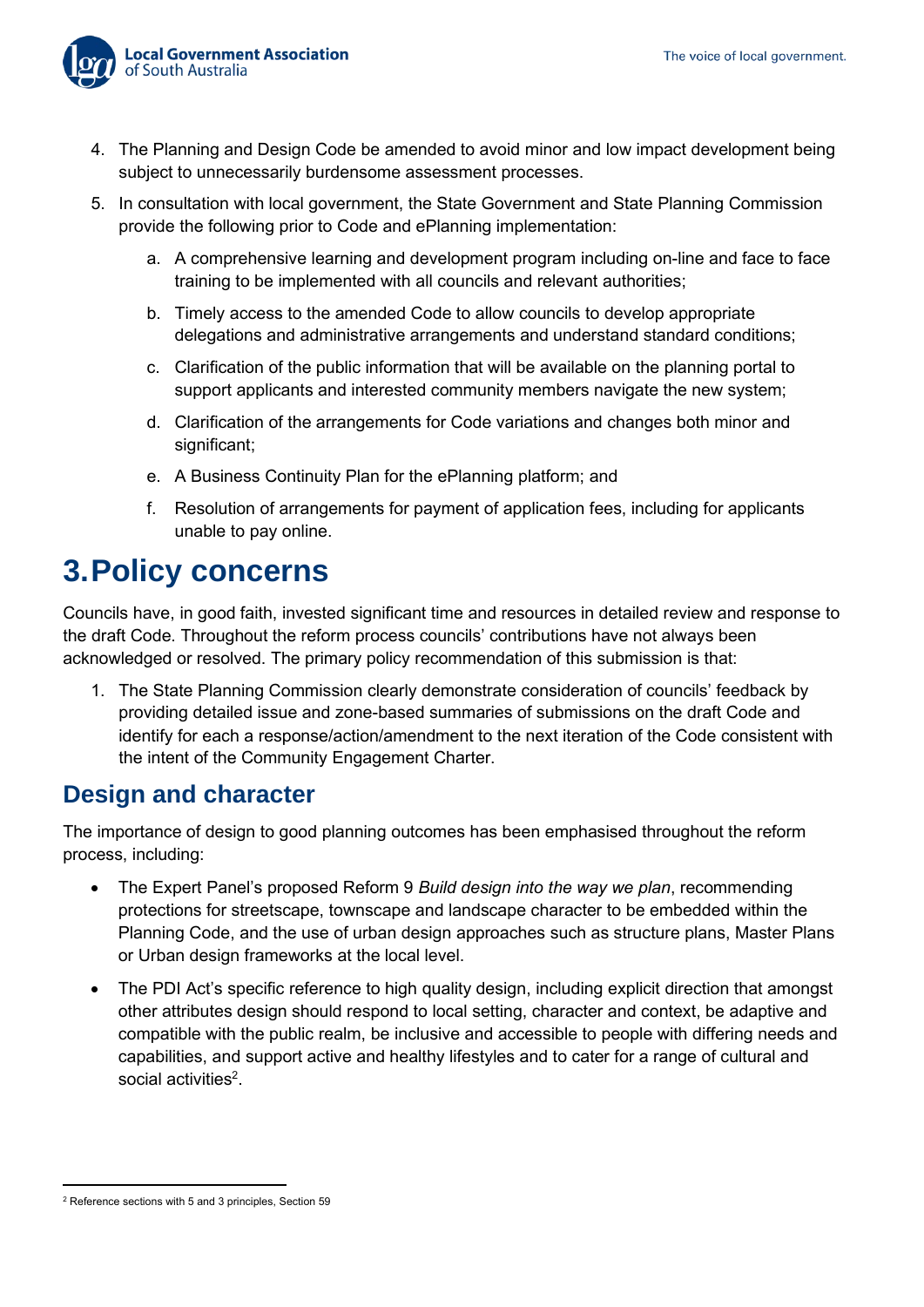4. The Planning and Design Code be amended to avoid minor and low impact development being subject to unnecessarily burdensome assessment processes.
5. In consultation with local government, the State Government and State Planning Commission provide the following prior to Code and ePlanning implementation:
   a. A comprehensive learning and development program including on-line and face to face training to be implemented with all councils and relevant authorities;
   b. Timely access to the amended Code to allow councils to develop appropriate delegations and administrative arrangements and understand standard conditions;
   c. Clarification of the public information that will be available on the planning portal to support applicants and interested community members navigate the new system;
   d. Clarification of the arrangements for Code variations and changes both minor and significant;
   e. A Business Continuity Plan for the ePlanning platform; and
   f. Resolution of arrangements for payment of application fees, including for applicants unable to pay online.

# 3. Policy concerns

Councils have, in good faith, invested significant time and resources in detailed review and response to the draft Code. Throughout the reform process councils' contributions have not always been acknowledged or resolved. The primary policy recommendation of this submission is that:

1. The State Planning Commission clearly demonstrate consideration of councils' feedback by providing detailed issue and zone-based summaries of submissions on the draft Code and identify for each a response/action/amendment to the next iteration of the Code consistent with the intent of the Community Engagement Charter.

## Design and character

The importance of design to good planning outcomes has been emphasised throughout the reform process, including:

- The Expert Panel's proposed Reform 9 *Build design into the way we plan*, recommending protections for streetscape, townscape and landscape character to be embedded within the Planning Code, and the use of urban design approaches such as structure plans, Master Plans or Urban design frameworks at the local level.
- The PDI Act's specific reference to high quality design, including explicit direction that amongst other attributes design should respond to local setting, character and context, be adaptive and compatible with the public realm, be inclusive and accessible to people with differing needs and capabilities, and support active and healthy lifestyles and to cater for a range of cultural and social activities[2].

[2] Reference sections with 5 and 3 principles, Section 59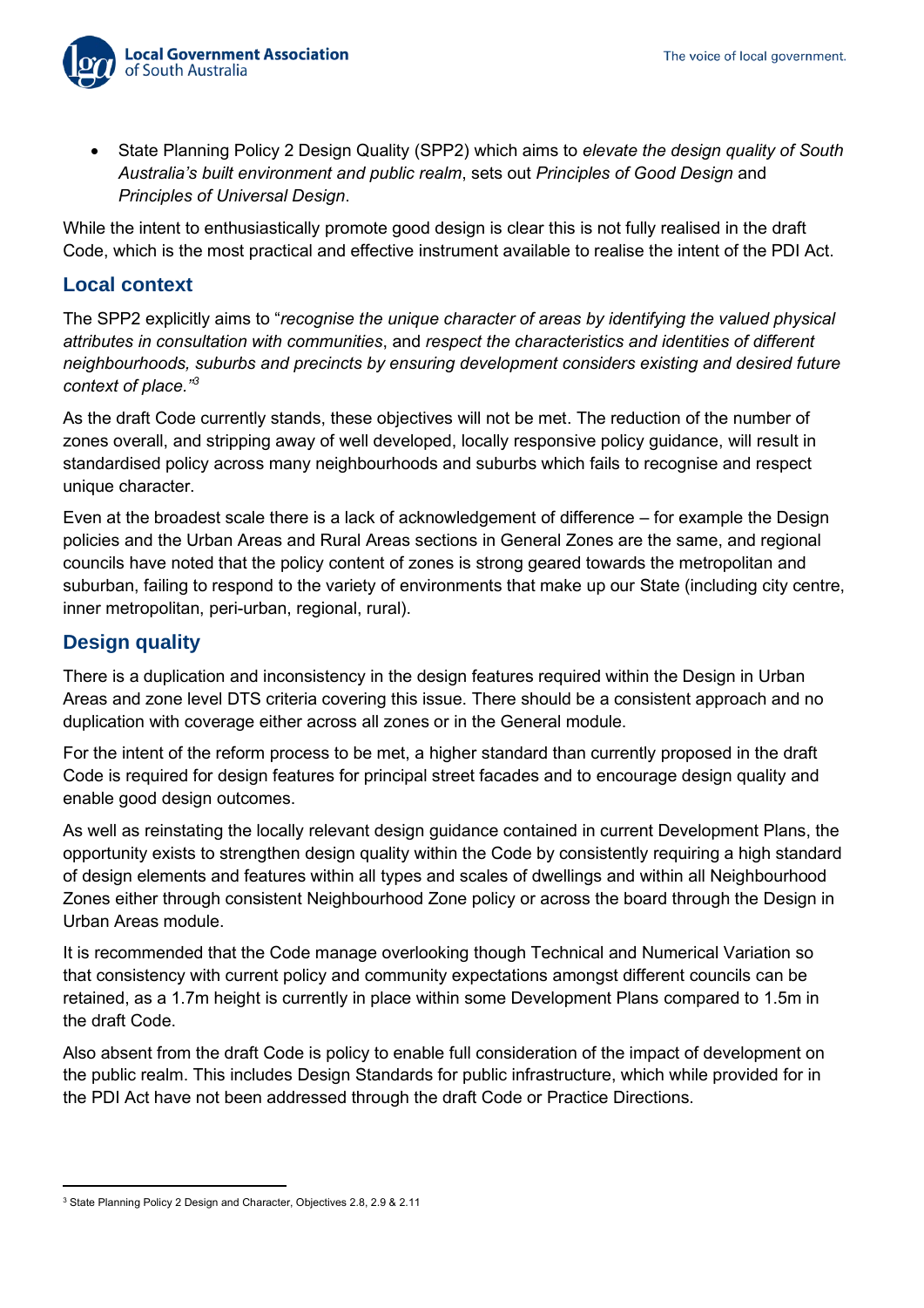- State Planning Policy 2 Design Quality (SPP2) which aims to *elevate the design quality of South Australia's built environment and public realm*, sets out *Principles of Good Design* and *Principles of Universal Design*.

While the intent to enthusiastically promote good design is clear this is not fully realised in the draft Code, which is the most practical and effective instrument available to realise the intent of the PDI Act.

## Local context

The SPP2 explicitly aims to "*recognise the unique character of areas by identifying the valued physical attributes in consultation with communities*, and *respect the characteristics and identities of different neighbourhoods, suburbs and precincts by ensuring development considers existing and desired future context of place.*"[3]

As the draft Code currently stands, these objectives will not be met. The reduction of the number of zones overall, and stripping away of well developed, locally responsive policy guidance, will result in standardised policy across many neighbourhoods and suburbs which fails to recognise and respect unique character.

Even at the broadest scale there is a lack of acknowledgement of difference – for example the Design policies and the Urban Areas and Rural Areas sections in General Zones are the same, and regional councils have noted that the policy content of zones is strong geared towards the metropolitan and suburban, failing to respond to the variety of environments that make up our State (including city centre, inner metropolitan, peri-urban, regional, rural).

## Design quality

There is a duplication and inconsistency in the design features required within the Design in Urban Areas and zone level DTS criteria covering this issue. There should be a consistent approach and no duplication with coverage either across all zones or in the General module.

For the intent of the reform process to be met, a higher standard than currently proposed in the draft Code is required for design features for principal street facades and to encourage design quality and enable good design outcomes.

As well as reinstating the locally relevant design guidance contained in current Development Plans, the opportunity exists to strengthen design quality within the Code by consistently requiring a high standard of design elements and features within all types and scales of dwellings and within all Neighbourhood Zones either through consistent Neighbourhood Zone policy or across the board through the Design in Urban Areas module.

It is recommended that the Code manage overlooking though Technical and Numerical Variation so that consistency with current policy and community expectations amongst different councils can be retained, as a 1.7m height is currently in place within some Development Plans compared to 1.5m in the draft Code.

Also absent from the draft Code is policy to enable full consideration of the impact of development on the public realm. This includes Design Standards for public infrastructure, which while provided for in the PDI Act have not been addressed through the draft Code or Practice Directions.

---

[3] State Planning Policy 2 Design and Character, Objectives 2.8, 2.9 & 2.11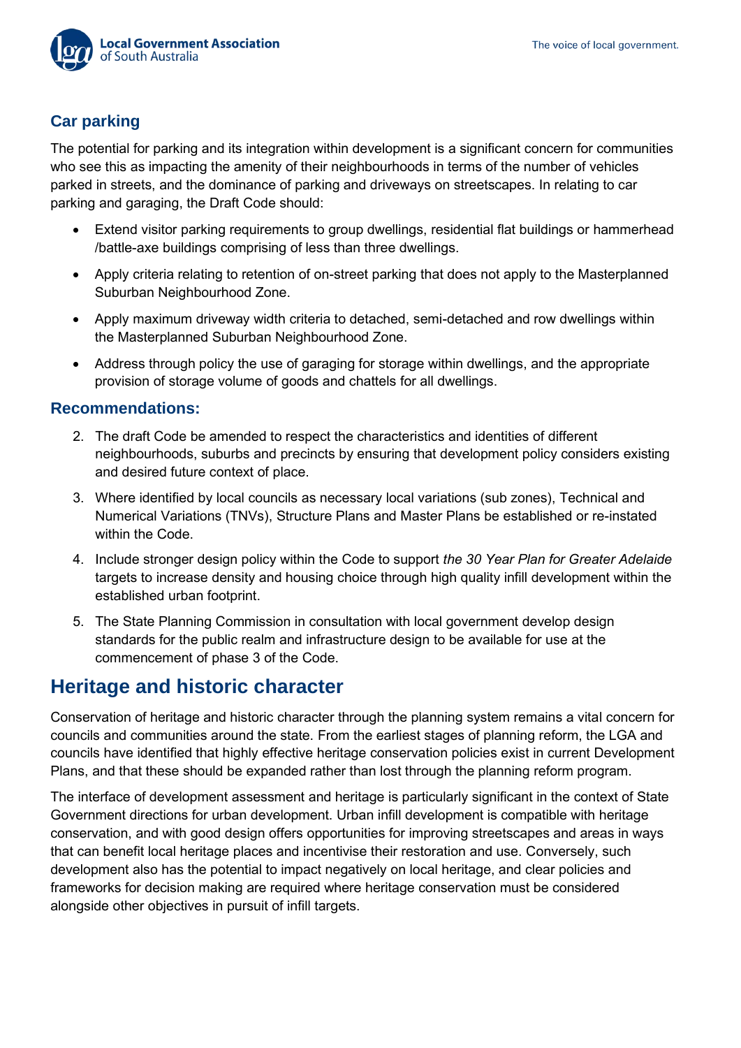### Car parking

The potential for parking and its integration within development is a significant concern for communities who see this as impacting the amenity of their neighbourhoods in terms of the number of vehicles parked in streets, and the dominance of parking and driveways on streetscapes. In relating to car parking and garaging, the Draft Code should:

- Extend visitor parking requirements to group dwellings, residential flat buildings or hammerhead /battle-axe buildings comprising of less than three dwellings.
- Apply criteria relating to retention of on-street parking that does not apply to the Masterplanned Suburban Neighbourhood Zone.
- Apply maximum driveway width criteria to detached, semi-detached and row dwellings within the Masterplanned Suburban Neighbourhood Zone.
- Address through policy the use of garaging for storage within dwellings, and the appropriate provision of storage volume of goods and chattels for all dwellings.

### Recommendations:

2. The draft Code be amended to respect the characteristics and identities of different neighbourhoods, suburbs and precincts by ensuring that development policy considers existing and desired future context of place.
3. Where identified by local councils as necessary local variations (sub zones), Technical and Numerical Variations (TNVs), Structure Plans and Master Plans be established or re-instated within the Code.
4. Include stronger design policy within the Code to support *the 30 Year Plan for Greater Adelaide* targets to increase density and housing choice through high quality infill development within the established urban footprint.
5. The State Planning Commission in consultation with local government develop design standards for the public realm and infrastructure design to be available for use at the commencement of phase 3 of the Code.

## Heritage and historic character

Conservation of heritage and historic character through the planning system remains a vital concern for councils and communities around the state. From the earliest stages of planning reform, the LGA and councils have identified that highly effective heritage conservation policies exist in current Development Plans, and that these should be expanded rather than lost through the planning reform program.

The interface of development assessment and heritage is particularly significant in the context of State Government directions for urban development. Urban infill development is compatible with heritage conservation, and with good design offers opportunities for improving streetscapes and areas in ways that can benefit local heritage places and incentivise their restoration and use. Conversely, such development also has the potential to impact negatively on local heritage, and clear policies and frameworks for decision making are required where heritage conservation must be considered alongside other objectives in pursuit of infill targets.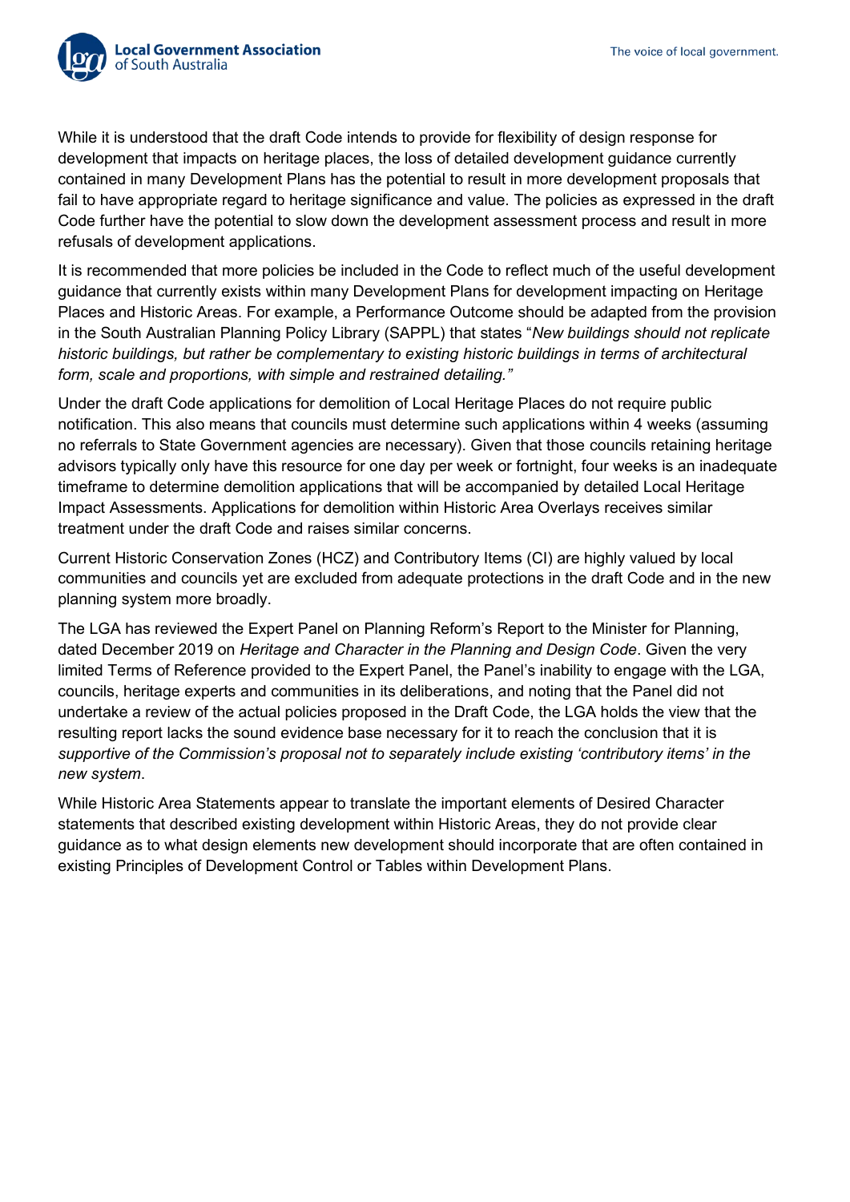While it is understood that the draft Code intends to provide for flexibility of design response for development that impacts on heritage places, the loss of detailed development guidance currently contained in many Development Plans has the potential to result in more development proposals that fail to have appropriate regard to heritage significance and value. The policies as expressed in the draft Code further have the potential to slow down the development assessment process and result in more refusals of development applications.

It is recommended that more policies be included in the Code to reflect much of the useful development guidance that currently exists within many Development Plans for development impacting on Heritage Places and Historic Areas. For example, a Performance Outcome should be adapted from the provision in the South Australian Planning Policy Library (SAPPL) that states "*New buildings should not replicate historic buildings, but rather be complementary to existing historic buildings in terms of architectural form, scale and proportions, with simple and restrained detailing."*

Under the draft Code applications for demolition of Local Heritage Places do not require public notification. This also means that councils must determine such applications within 4 weeks (assuming no referrals to State Government agencies are necessary). Given that those councils retaining heritage advisors typically only have this resource for one day per week or fortnight, four weeks is an inadequate timeframe to determine demolition applications that will be accompanied by detailed Local Heritage Impact Assessments. Applications for demolition within Historic Area Overlays receives similar treatment under the draft Code and raises similar concerns.

Current Historic Conservation Zones (HCZ) and Contributory Items (CI) are highly valued by local communities and councils yet are excluded from adequate protections in the draft Code and in the new planning system more broadly.

The LGA has reviewed the Expert Panel on Planning Reform's Report to the Minister for Planning, dated December 2019 on *Heritage and Character in the Planning and Design Code*. Given the very limited Terms of Reference provided to the Expert Panel, the Panel's inability to engage with the LGA, councils, heritage experts and communities in its deliberations, and noting that the Panel did not undertake a review of the actual policies proposed in the Draft Code, the LGA holds the view that the resulting report lacks the sound evidence base necessary for it to reach the conclusion that it is *supportive of the Commission's proposal not to separately include existing 'contributory items' in the new system*.

While Historic Area Statements appear to translate the important elements of Desired Character statements that described existing development within Historic Areas, they do not provide clear guidance as to what design elements new development should incorporate that are often contained in existing Principles of Development Control or Tables within Development Plans.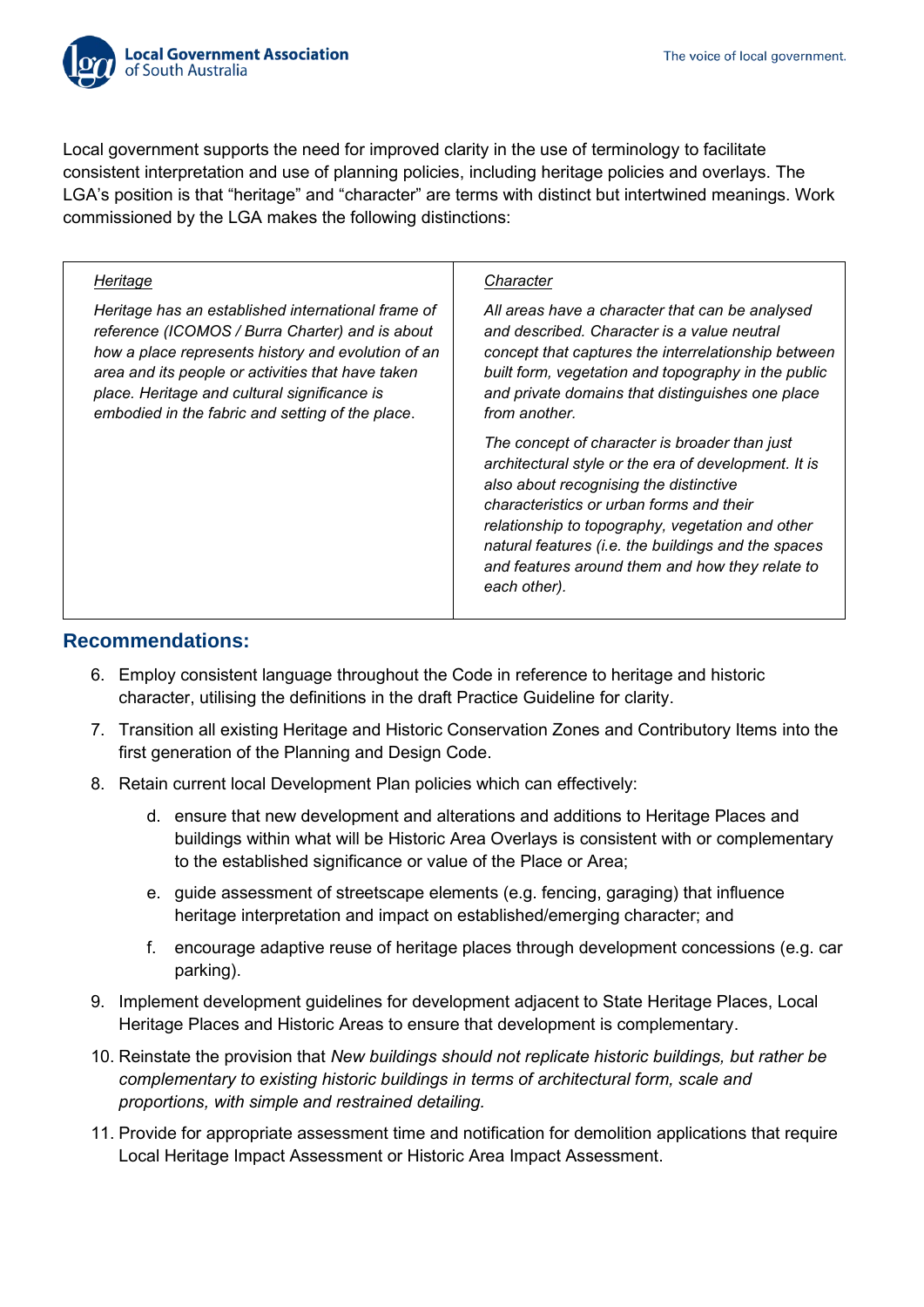Local government supports the need for improved clarity in the use of terminology to facilitate consistent interpretation and use of planning policies, including heritage policies and overlays. The LGA's position is that "heritage" and "character" are terms with distinct but intertwined meanings. Work commissioned by the LGA makes the following distinctions:

| *Heritage* | *Character* |
| --- | --- |
| *Heritage has an established international frame of reference (ICOMOS / Burra Charter) and is about how a place represents history and evolution of an area and its people or activities that have taken place. Heritage and cultural significance is embodied in the fabric and setting of the place.* | *All areas have a character that can be analysed and described. Character is a value neutral concept that captures the interrelationship between built form, vegetation and topography in the public and private domains that distinguishes one place from another.*<br><br>*The concept of character is broader than just architectural style or the era of development. It is also about recognising the distinctive characteristics or urban forms and their relationship to topography, vegetation and other natural features (i.e. the buildings and the spaces and features around them and how they relate to each other).* |

## Recommendations:

6. Employ consistent language throughout the Code in reference to heritage and historic character, utilising the definitions in the draft Practice Guideline for clarity.
7. Transition all existing Heritage and Historic Conservation Zones and Contributory Items into the first generation of the Planning and Design Code.
8. Retain current local Development Plan policies which can effectively:
   d. ensure that new development and alterations and additions to Heritage Places and buildings within what will be Historic Area Overlays is consistent with or complementary to the established significance or value of the Place or Area;
   e. guide assessment of streetscape elements (e.g. fencing, garaging) that influence heritage interpretation and impact on established/emerging character; and
   f. encourage adaptive reuse of heritage places through development concessions (e.g. car parking).
9. Implement development guidelines for development adjacent to State Heritage Places, Local Heritage Places and Historic Areas to ensure that development is complementary.
10. Reinstate the provision that *New buildings should not replicate historic buildings, but rather be complementary to existing historic buildings in terms of architectural form, scale and proportions, with simple and restrained detailing.*
11. Provide for appropriate assessment time and notification for demolition applications that require Local Heritage Impact Assessment or Historic Area Impact Assessment.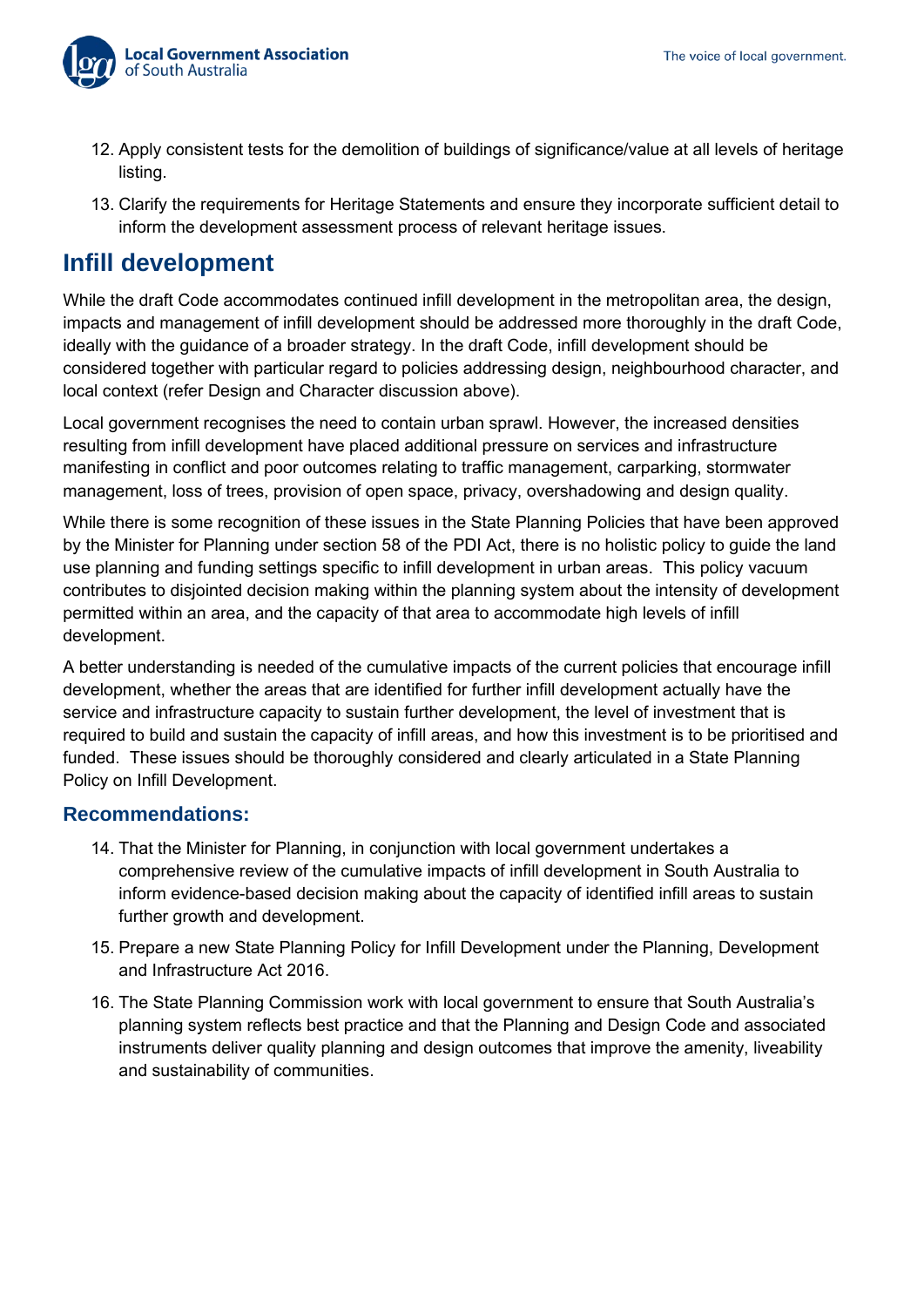12. Apply consistent tests for the demolition of buildings of significance/value at all levels of heritage listing.

13. Clarify the requirements for Heritage Statements and ensure they incorporate sufficient detail to inform the development assessment process of relevant heritage issues.

## Infill development

While the draft Code accommodates continued infill development in the metropolitan area, the design, impacts and management of infill development should be addressed more thoroughly in the draft Code, ideally with the guidance of a broader strategy. In the draft Code, infill development should be considered together with particular regard to policies addressing design, neighbourhood character, and local context (refer Design and Character discussion above).

Local government recognises the need to contain urban sprawl. However, the increased densities resulting from infill development have placed additional pressure on services and infrastructure manifesting in conflict and poor outcomes relating to traffic management, carparking, stormwater management, loss of trees, provision of open space, privacy, overshadowing and design quality.

While there is some recognition of these issues in the State Planning Policies that have been approved by the Minister for Planning under section 58 of the PDI Act, there is no holistic policy to guide the land use planning and funding settings specific to infill development in urban areas. This policy vacuum contributes to disjointed decision making within the planning system about the intensity of development permitted within an area, and the capacity of that area to accommodate high levels of infill development.

A better understanding is needed of the cumulative impacts of the current policies that encourage infill development, whether the areas that are identified for further infill development actually have the service and infrastructure capacity to sustain further development, the level of investment that is required to build and sustain the capacity of infill areas, and how this investment is to be prioritised and funded. These issues should be thoroughly considered and clearly articulated in a State Planning Policy on Infill Development.

### Recommendations:

14. That the Minister for Planning, in conjunction with local government undertakes a comprehensive review of the cumulative impacts of infill development in South Australia to inform evidence-based decision making about the capacity of identified infill areas to sustain further growth and development.

15. Prepare a new State Planning Policy for Infill Development under the Planning, Development and Infrastructure Act 2016.

16. The State Planning Commission work with local government to ensure that South Australia's planning system reflects best practice and that the Planning and Design Code and associated instruments deliver quality planning and design outcomes that improve the amenity, liveability and sustainability of communities.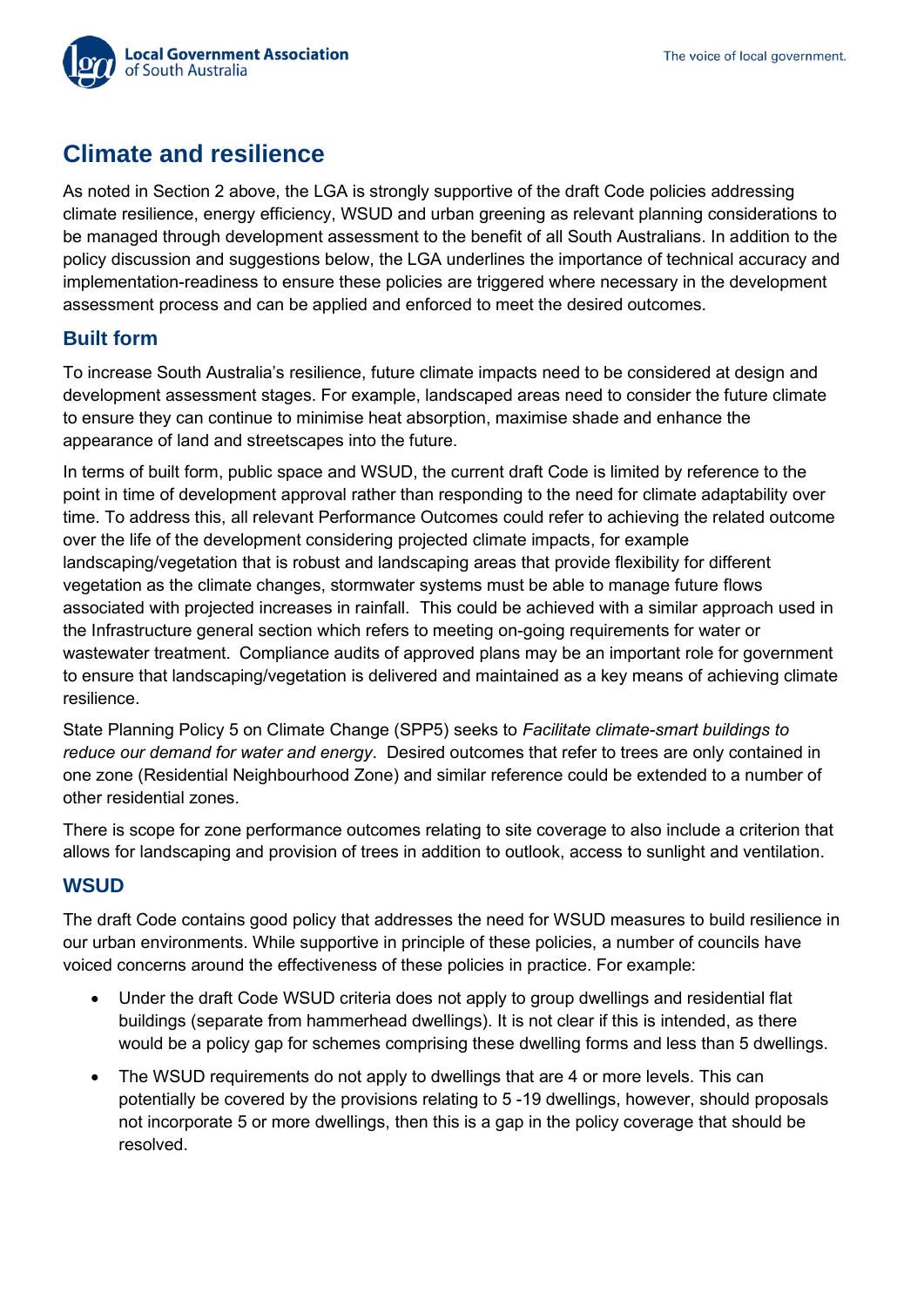# Climate and resilience

As noted in Section 2 above, the LGA is strongly supportive of the draft Code policies addressing climate resilience, energy efficiency, WSUD and urban greening as relevant planning considerations to be managed through development assessment to the benefit of all South Australians. In addition to the policy discussion and suggestions below, the LGA underlines the importance of technical accuracy and implementation-readiness to ensure these policies are triggered where necessary in the development assessment process and can be applied and enforced to meet the desired outcomes.

## Built form

To increase South Australia's resilience, future climate impacts need to be considered at design and development assessment stages. For example, landscaped areas need to consider the future climate to ensure they can continue to minimise heat absorption, maximise shade and enhance the appearance of land and streetscapes into the future.

In terms of built form, public space and WSUD, the current draft Code is limited by reference to the point in time of development approval rather than responding to the need for climate adaptability over time. To address this, all relevant Performance Outcomes could refer to achieving the related outcome over the life of the development considering projected climate impacts, for example landscaping/vegetation that is robust and landscaping areas that provide flexibility for different vegetation as the climate changes, stormwater systems must be able to manage future flows associated with projected increases in rainfall. This could be achieved with a similar approach used in the Infrastructure general section which refers to meeting on-going requirements for water or wastewater treatment. Compliance audits of approved plans may be an important role for government to ensure that landscaping/vegetation is delivered and maintained as a key means of achieving climate resilience.

State Planning Policy 5 on Climate Change (SPP5) seeks to *Facilitate climate-smart buildings to reduce our demand for water and energy*. Desired outcomes that refer to trees are only contained in one zone (Residential Neighbourhood Zone) and similar reference could be extended to a number of other residential zones.

There is scope for zone performance outcomes relating to site coverage to also include a criterion that allows for landscaping and provision of trees in addition to outlook, access to sunlight and ventilation.

## WSUD

The draft Code contains good policy that addresses the need for WSUD measures to build resilience in our urban environments. While supportive in principle of these policies, a number of councils have voiced concerns around the effectiveness of these policies in practice. For example:

- Under the draft Code WSUD criteria does not apply to group dwellings and residential flat buildings (separate from hammerhead dwellings). It is not clear if this is intended, as there would be a policy gap for schemes comprising these dwelling forms and less than 5 dwellings.
- The WSUD requirements do not apply to dwellings that are 4 or more levels. This can potentially be covered by the provisions relating to 5 -19 dwellings, however, should proposals not incorporate 5 or more dwellings, then this is a gap in the policy coverage that should be resolved.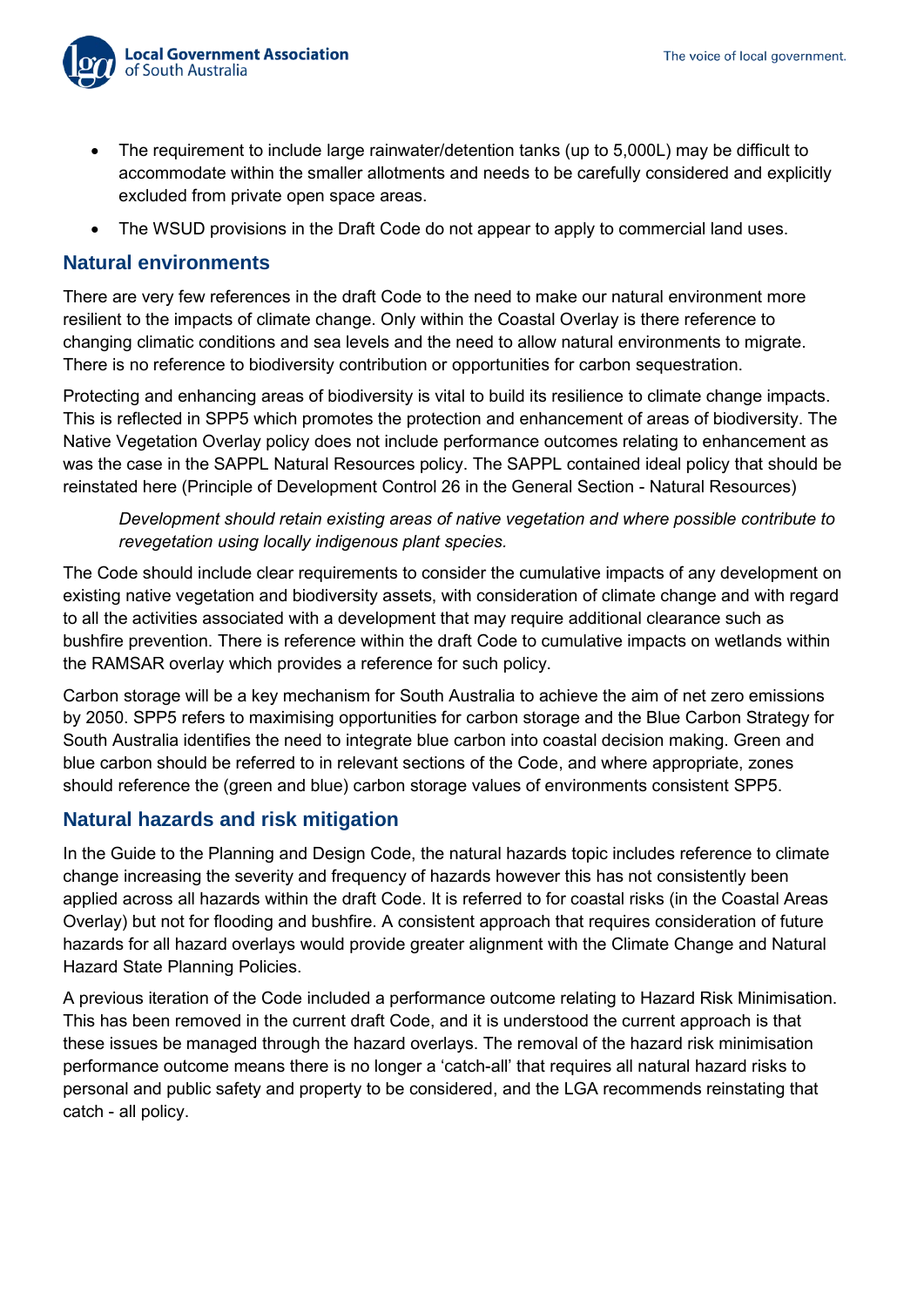- The requirement to include large rainwater/detention tanks (up to 5,000L) may be difficult to accommodate within the smaller allotments and needs to be carefully considered and explicitly excluded from private open space areas.
- The WSUD provisions in the Draft Code do not appear to apply to commercial land uses.

## Natural environments

There are very few references in the draft Code to the need to make our natural environment more resilient to the impacts of climate change. Only within the Coastal Overlay is there reference to changing climatic conditions and sea levels and the need to allow natural environments to migrate. There is no reference to biodiversity contribution or opportunities for carbon sequestration.

Protecting and enhancing areas of biodiversity is vital to build its resilience to climate change impacts. This is reflected in SPP5 which promotes the protection and enhancement of areas of biodiversity. The Native Vegetation Overlay policy does not include performance outcomes relating to enhancement as was the case in the SAPPL Natural Resources policy. The SAPPL contained ideal policy that should be reinstated here (Principle of Development Control 26 in the General Section - Natural Resources)

> *Development should retain existing areas of native vegetation and where possible contribute to revegetation using locally indigenous plant species.*

The Code should include clear requirements to consider the cumulative impacts of any development on existing native vegetation and biodiversity assets, with consideration of climate change and with regard to all the activities associated with a development that may require additional clearance such as bushfire prevention. There is reference within the draft Code to cumulative impacts on wetlands within the RAMSAR overlay which provides a reference for such policy.

Carbon storage will be a key mechanism for South Australia to achieve the aim of net zero emissions by 2050. SPP5 refers to maximising opportunities for carbon storage and the Blue Carbon Strategy for South Australia identifies the need to integrate blue carbon into coastal decision making. Green and blue carbon should be referred to in relevant sections of the Code, and where appropriate, zones should reference the (green and blue) carbon storage values of environments consistent SPP5.

## Natural hazards and risk mitigation

In the Guide to the Planning and Design Code, the natural hazards topic includes reference to climate change increasing the severity and frequency of hazards however this has not consistently been applied across all hazards within the draft Code. It is referred to for coastal risks (in the Coastal Areas Overlay) but not for flooding and bushfire. A consistent approach that requires consideration of future hazards for all hazard overlays would provide greater alignment with the Climate Change and Natural Hazard State Planning Policies.

A previous iteration of the Code included a performance outcome relating to Hazard Risk Minimisation. This has been removed in the current draft Code, and it is understood the current approach is that these issues be managed through the hazard overlays. The removal of the hazard risk minimisation performance outcome means there is no longer a 'catch-all' that requires all natural hazard risks to personal and public safety and property to be considered, and the LGA recommends reinstating that catch - all policy.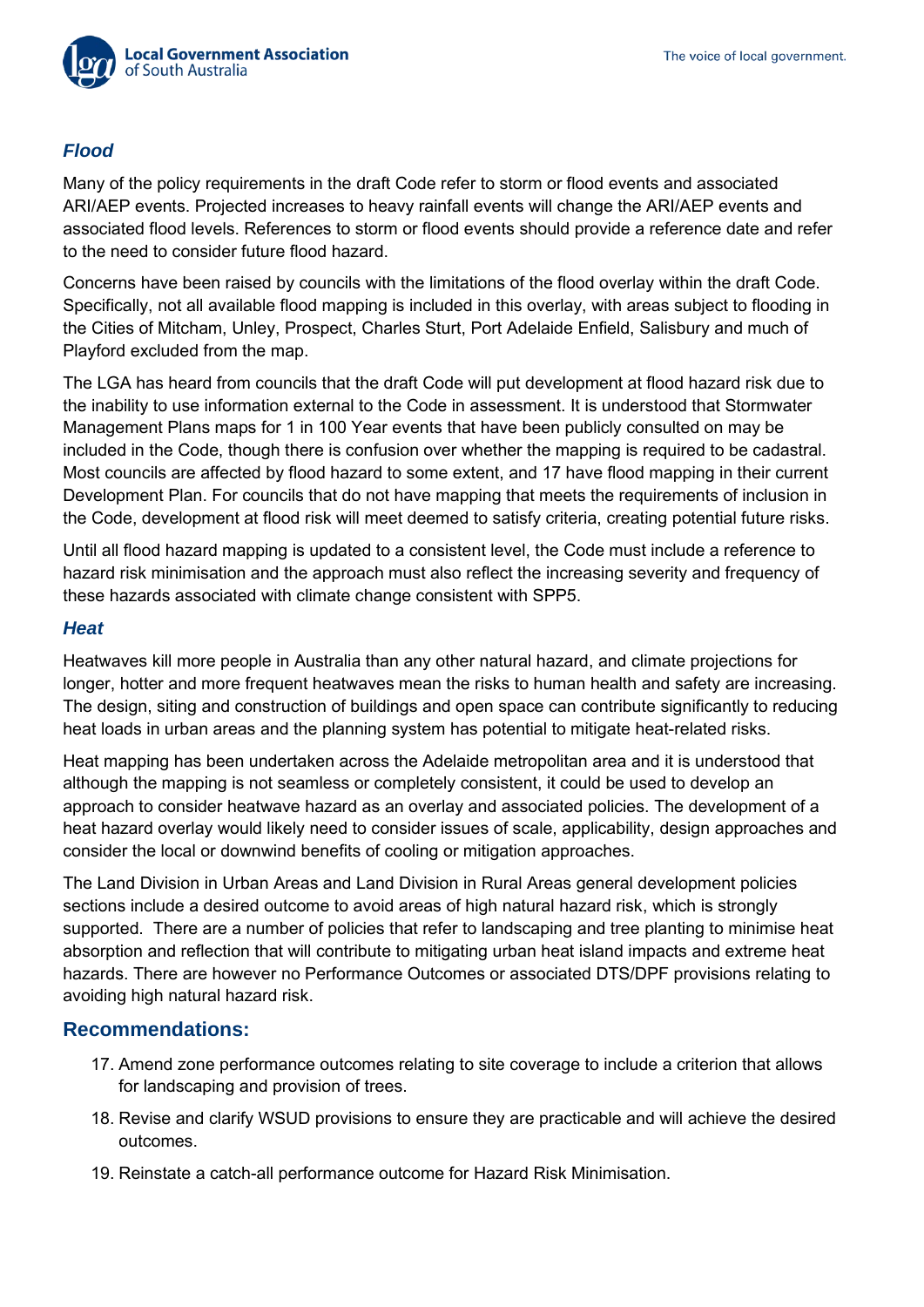### *Flood*

Many of the policy requirements in the draft Code refer to storm or flood events and associated ARI/AEP events. Projected increases to heavy rainfall events will change the ARI/AEP events and associated flood levels. References to storm or flood events should provide a reference date and refer to the need to consider future flood hazard.

Concerns have been raised by councils with the limitations of the flood overlay within the draft Code. Specifically, not all available flood mapping is included in this overlay, with areas subject to flooding in the Cities of Mitcham, Unley, Prospect, Charles Sturt, Port Adelaide Enfield, Salisbury and much of Playford excluded from the map.

The LGA has heard from councils that the draft Code will put development at flood hazard risk due to the inability to use information external to the Code in assessment. It is understood that Stormwater Management Plans maps for 1 in 100 Year events that have been publicly consulted on may be included in the Code, though there is confusion over whether the mapping is required to be cadastral. Most councils are affected by flood hazard to some extent, and 17 have flood mapping in their current Development Plan. For councils that do not have mapping that meets the requirements of inclusion in the Code, development at flood risk will meet deemed to satisfy criteria, creating potential future risks.

Until all flood hazard mapping is updated to a consistent level, the Code must include a reference to hazard risk minimisation and the approach must also reflect the increasing severity and frequency of these hazards associated with climate change consistent with SPP5.

### *Heat*

Heatwaves kill more people in Australia than any other natural hazard, and climate projections for longer, hotter and more frequent heatwaves mean the risks to human health and safety are increasing. The design, siting and construction of buildings and open space can contribute significantly to reducing heat loads in urban areas and the planning system has potential to mitigate heat-related risks.

Heat mapping has been undertaken across the Adelaide metropolitan area and it is understood that although the mapping is not seamless or completely consistent, it could be used to develop an approach to consider heatwave hazard as an overlay and associated policies. The development of a heat hazard overlay would likely need to consider issues of scale, applicability, design approaches and consider the local or downwind benefits of cooling or mitigation approaches.

The Land Division in Urban Areas and Land Division in Rural Areas general development policies sections include a desired outcome to avoid areas of high natural hazard risk, which is strongly supported. There are a number of policies that refer to landscaping and tree planting to minimise heat absorption and reflection that will contribute to mitigating urban heat island impacts and extreme heat hazards. There are however no Performance Outcomes or associated DTS/DPF provisions relating to avoiding high natural hazard risk.

## Recommendations:

17. Amend zone performance outcomes relating to site coverage to include a criterion that allows for landscaping and provision of trees.
18. Revise and clarify WSUD provisions to ensure they are practicable and will achieve the desired outcomes.
19. Reinstate a catch-all performance outcome for Hazard Risk Minimisation.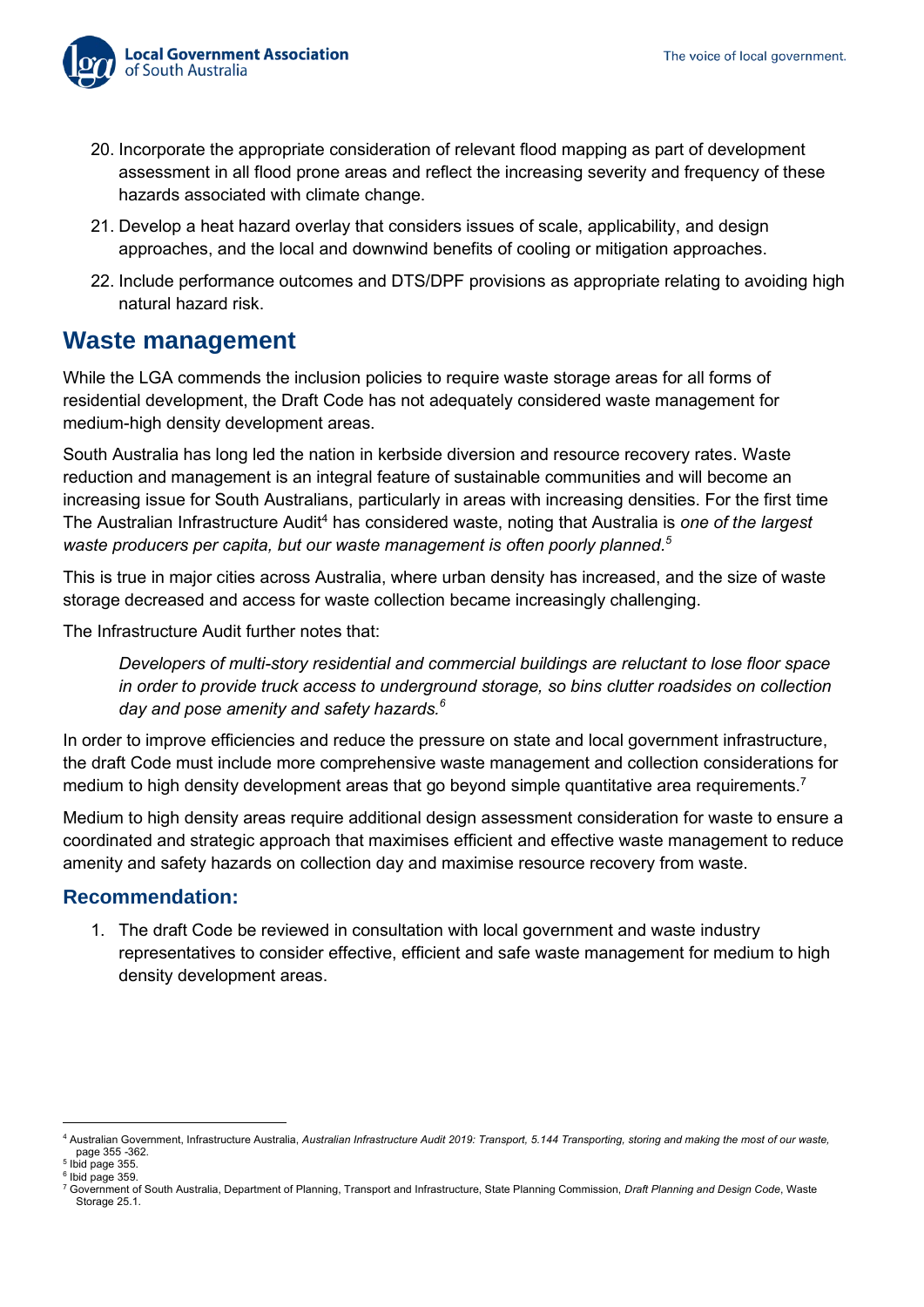20. Incorporate the appropriate consideration of relevant flood mapping as part of development assessment in all flood prone areas and reflect the increasing severity and frequency of these hazards associated with climate change.
21. Develop a heat hazard overlay that considers issues of scale, applicability, and design approaches, and the local and downwind benefits of cooling or mitigation approaches.
22. Include performance outcomes and DTS/DPF provisions as appropriate relating to avoiding high natural hazard risk.

## Waste management

While the LGA commends the inclusion policies to require waste storage areas for all forms of residential development, the Draft Code has not adequately considered waste management for medium-high density development areas.

South Australia has long led the nation in kerbside diversion and resource recovery rates. Waste reduction and management is an integral feature of sustainable communities and will become an increasing issue for South Australians, particularly in areas with increasing densities. For the first time The Australian Infrastructure Audit[4] has considered waste, noting that Australia is *one of the largest waste producers per capita, but our waste management is often poorly planned.*[5]

This is true in major cities across Australia, where urban density has increased, and the size of waste storage decreased and access for waste collection became increasingly challenging.

The Infrastructure Audit further notes that:

> *Developers of multi-story residential and commercial buildings are reluctant to lose floor space in order to provide truck access to underground storage, so bins clutter roadsides on collection day and pose amenity and safety hazards.*[6]

In order to improve efficiencies and reduce the pressure on state and local government infrastructure, the draft Code must include more comprehensive waste management and collection considerations for medium to high density development areas that go beyond simple quantitative area requirements.[7]

Medium to high density areas require additional design assessment consideration for waste to ensure a coordinated and strategic approach that maximises efficient and effective waste management to reduce amenity and safety hazards on collection day and maximise resource recovery from waste.

### Recommendation:

1. The draft Code be reviewed in consultation with local government and waste industry representatives to consider effective, efficient and safe waste management for medium to high density development areas.

---

[4] Australian Government, Infrastructure Australia, *Australian Infrastructure Audit 2019: Transport, 5.144 Transporting, storing and making the most of our waste,* page 355 -362.

[5] Ibid page 355.

[6] Ibid page 359.

[7] Government of South Australia, Department of Planning, Transport and Infrastructure, State Planning Commission, *Draft Planning and Design Code*, Waste Storage 25.1.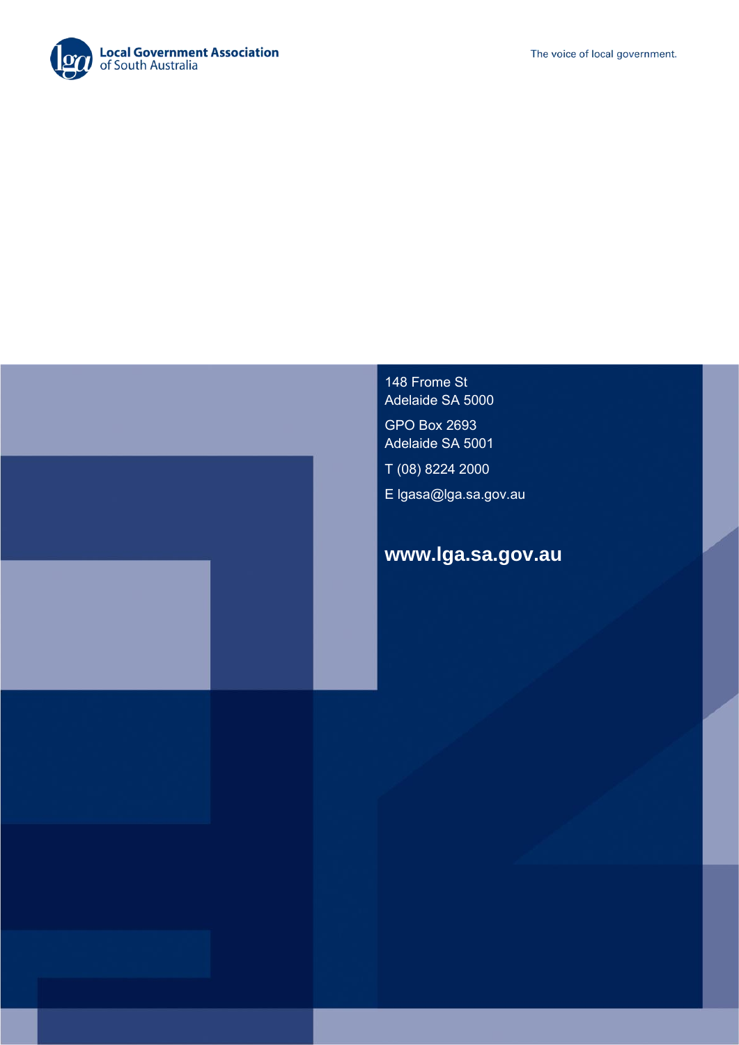Local Government Association of South Australia

The voice of local government.

148 Frome St
Adelaide SA 5000

GPO Box 2693
Adelaide SA 5001

T (08) 8224 2000

E lgasa@lga.sa.gov.au

**www.lga.sa.gov.au**